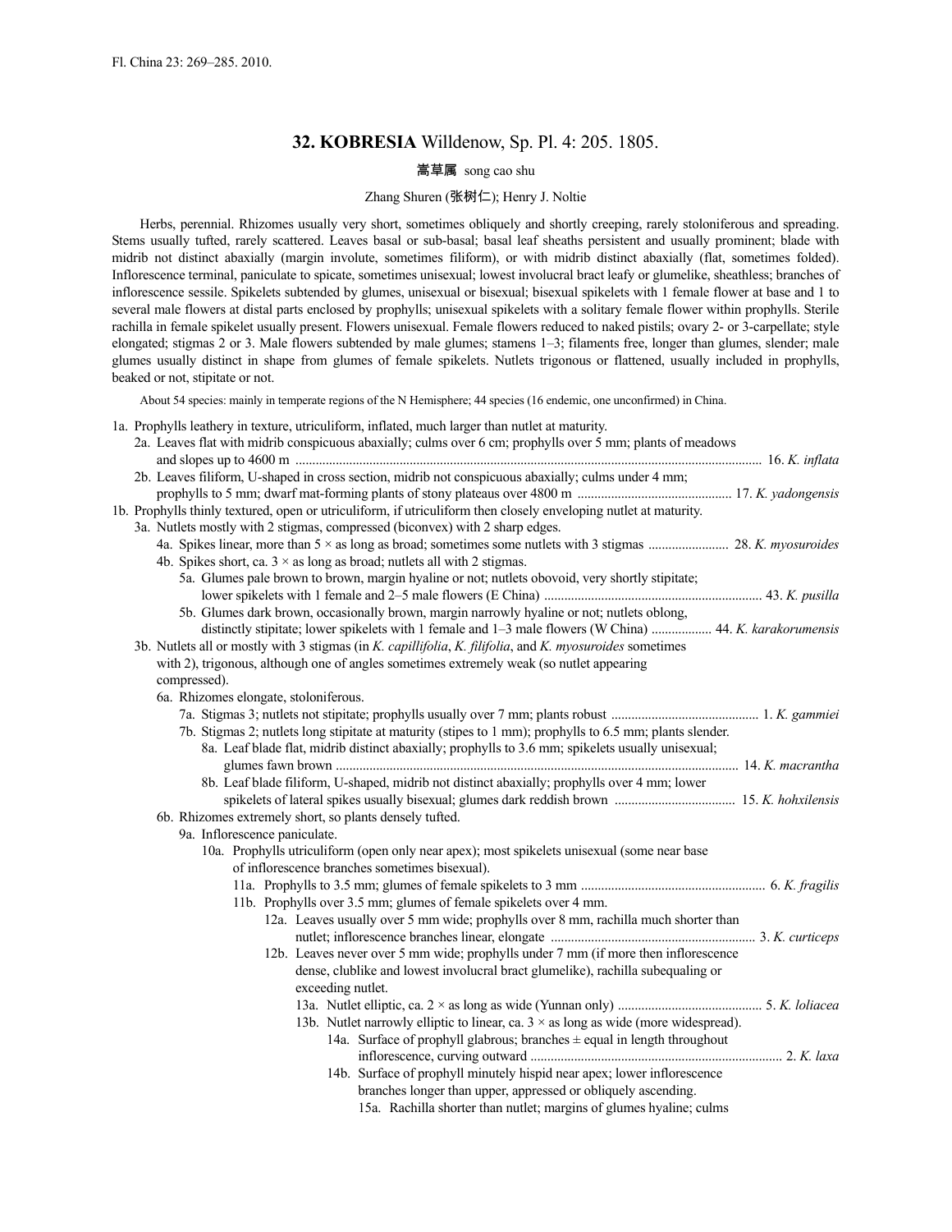Fl. China 23: 269–285. 2010.

# 32. KOBRESIA Willdenow, Sp. Pl. 4: 205. 1805.

嵩草属 song cao shu

Zhang Shuren (张树仁); Henry J. Noltie

Herbs, perennial. Rhizomes usually very short, sometimes obliquely and shortly creeping, rarely stoloniferous and spreading. Stems usually tufted, rarely scattered. Leaves basal or sub-basal; basal leaf sheaths persistent and usually prominent; blade with midrib not distinct abaxially (margin involute, sometimes filiform), or with midrib distinct abaxially (flat, sometimes folded). Inflorescence terminal, paniculate to spicate, sometimes unisexual; lowest involucral bract leafy or glumelike, sheathless; branches of inflorescence sessile. Spikelets subtended by glumes, unisexual or bisexual; bisexual spikelets with 1 female flower at base and 1 to several male flowers at distal parts enclosed by prophylls; unisexual spikelets with a solitary female flower within prophylls. Sterile rachilla in female spikelet usually present. Flowers unisexual. Female flowers reduced to naked pistils; ovary 2- or 3-carpellate; style elongated; stigmas 2 or 3. Male flowers subtended by male glumes; stamens 1–3; filaments free, longer than glumes, slender; male glumes usually distinct in shape from glumes of female spikelets. Nutlets trigonous or flattened, usually included in prophylls, beaked or not, stipitate or not.

About 54 species: mainly in temperate regions of the N Hemisphere; 44 species (16 endemic, one unconfirmed) in China.

1a. Prophylls leathery in texture, utriculiform, inflated, much larger than nutlet at maturity.
- 2a. Leaves flat with midrib conspicuous abaxially; culms over 6 cm; prophylls over 5 mm; plants of meadows and slopes up to 4600 m ..... 16. *K. inflata*
- 2b. Leaves filiform, U-shaped in cross section, midrib not conspicuous abaxially; culms under 4 mm; prophylls to 5 mm; dwarf mat-forming plants of stony plateaus over 4800 m ..... 17. *K. yadongensis*

1b. Prophylls thinly textured, open or utriculiform, if utriculiform then closely enveloping nutlet at maturity.
- 3a. Nutlets mostly with 2 stigmas, compressed (biconvex) with 2 sharp edges.
  - 4a. Spikes linear, more than 5 × as long as broad; sometimes some nutlets with 3 stigmas ..... 28. *K. myosuroides*
  - 4b. Spikes short, ca. 3 × as long as broad; nutlets all with 2 stigmas.
    - 5a. Glumes pale brown to brown, margin hyaline or not; nutlets obovoid, very shortly stipitate; lower spikelets with 1 female and 2–5 male flowers (E China) ..... 43. *K. pusilla*
    - 5b. Glumes dark brown, occasionally brown, margin narrowly hyaline or not; nutlets oblong, distinctly stipitate; lower spikelets with 1 female and 1–3 male flowers (W China) ..... 44. *K. karakorumensis*
- 3b. Nutlets all or mostly with 3 stigmas (in *K. capillifolia*, *K. filifolia*, and *K. myosuroides* sometimes with 2), trigonous, although one of angles sometimes extremely weak (so nutlet appearing compressed).
  - 6a. Rhizomes elongate, stoloniferous.
    - 7a. Stigmas 3; nutlets not stipitate; prophylls usually over 7 mm; plants robust ..... 1. *K. gammiei*
    - 7b. Stigmas 2; nutlets long stipitate at maturity (stipes to 1 mm); prophylls to 6.5 mm; plants slender.
      - 8a. Leaf blade flat, midrib distinct abaxially; prophylls to 3.6 mm; spikelets usually unisexual; glumes fawn brown ..... 14. *K. macrantha*
      - 8b. Leaf blade filiform, U-shaped, midrib not distinct abaxially; prophylls over 4 mm; lower spikelets of lateral spikes usually bisexual; glumes dark reddish brown ..... 15. *K. hohxilensis*
  - 6b. Rhizomes extremely short, so plants densely tufted.
    - 9a. Inflorescence paniculate.
      - 10a. Prophylls utriculiform (open only near apex); most spikelets unisexual (some near base of inflorescence branches sometimes bisexual).
        - 11a. Prophylls to 3.5 mm; glumes of female spikelets to 3 mm ..... 6. *K. fragilis*
        - 11b. Prophylls over 3.5 mm; glumes of female spikelets over 4 mm.
          - 12a. Leaves usually over 5 mm wide; prophylls over 8 mm, rachilla much shorter than nutlet; inflorescence branches linear, elongate ..... 3. *K. curticeps*
          - 12b. Leaves never over 5 mm wide; prophylls under 7 mm (if more then inflorescence dense, clublike and lowest involucral bract glumelike), rachilla subequaling or exceeding nutlet.
            - 13a. Nutlet elliptic, ca. 2 × as long as wide (Yunnan only) ..... 5. *K. loliacea*
            - 13b. Nutlet narrowly elliptic to linear, ca. 3 × as long as wide (more widespread).
              - 14a. Surface of prophyll glabrous; branches ± equal in length throughout inflorescence, curving outward ..... 2. *K. laxa*
              - 14b. Surface of prophyll minutely hispid near apex; lower inflorescence branches longer than upper, appressed or obliquely ascending.
                - 15a. Rachilla shorter than nutlet; margins of glumes hyaline; culms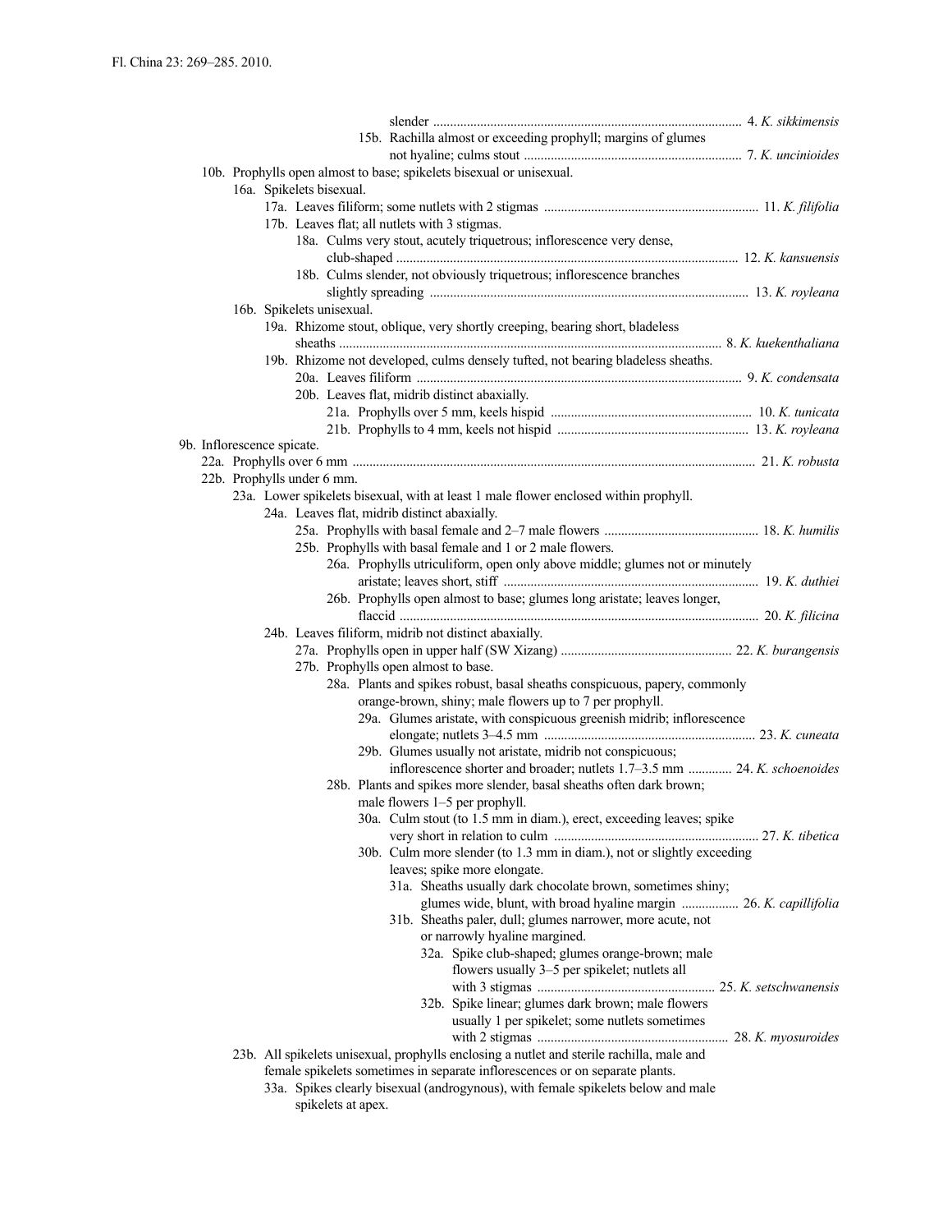slender ............................................................................................ 4. *K. sikkimensis*

15b. Rachilla almost or exceeding prophyll; margins of glumes not hyaline; culms stout ................................................................ 7. *K. uncinioides*

10b. Prophylls open almost to base; spikelets bisexual or unisexual.

16a. Spikelets bisexual.

17a. Leaves filiform; some nutlets with 2 stigmas ................................................................ 11. *K. filifolia*

17b. Leaves flat; all nutlets with 3 stigmas.

18a. Culms very stout, acutely triquetrous; inflorescence very dense, club-shaped ..................................................................................................... 12. *K. kansuensis*

18b. Culms slender, not obviously triquetrous; inflorescence branches slightly spreading .............................................................................................. 13. *K. royleana*

16b. Spikelets unisexual.

19a. Rhizome stout, oblique, very shortly creeping, bearing short, bladeless sheaths ................................................................................................................. 8. *K. kuekenthaliana*

19b. Rhizome not developed, culms densely tufted, not bearing bladeless sheaths.

20a. Leaves filiform ................................................................................................ 9. *K. condensata*

20b. Leaves flat, midrib distinct abaxially.

21a. Prophylls over 5 mm, keels hispid ........................................................... 10. *K. tunicata*

21b. Prophylls to 4 mm, keels not hispid ........................................................ 13. *K. royleana*

9b. Inflorescence spicate.

22a. Prophylls over 6 mm ...................................................................................................................... 21. *K. robusta*

22b. Prophylls under 6 mm.

23a. Lower spikelets bisexual, with at least 1 male flower enclosed within prophyll.

24a. Leaves flat, midrib distinct abaxially.

25a. Prophylls with basal female and 2–7 male flowers .............................................. 18. *K. humilis*

25b. Prophylls with basal female and 1 or 2 male flowers.

26a. Prophylls utriculiform, open only above middle; glumes not or minutely aristate; leaves short, stiff ........................................................................... 19. *K. duthiei*

26b. Prophylls open almost to base; glumes long aristate; leaves longer, flaccid .......................................................................................................... 20. *K. filicina*

24b. Leaves filiform, midrib not distinct abaxially.

27a. Prophylls open in upper half (SW Xizang) .................................................. 22. *K. burangensis*

27b. Prophylls open almost to base.

28a. Plants and spikes robust, basal sheaths conspicuous, papery, commonly orange-brown, shiny; male flowers up to 7 per prophyll.

29a. Glumes aristate, with conspicuous greenish midrib; inflorescence elongate; nutlets 3–4.5 mm .............................................................. 23. *K. cuneata*

29b. Glumes usually not aristate, midrib not conspicuous; inflorescence shorter and broader; nutlets 1.7–3.5 mm ............. 24. *K. schoenoides*

28b. Plants and spikes more slender, basal sheaths often dark brown; male flowers 1–5 per prophyll.

30a. Culm stout (to 1.5 mm in diam.), erect, exceeding leaves; spike very short in relation to culm ............................................................ 27. *K. tibetica*

30b. Culm more slender (to 1.3 mm in diam.), not or slightly exceeding leaves; spike more elongate.

31a. Sheaths usually dark chocolate brown, sometimes shiny; glumes wide, blunt, with broad hyaline margin ................. 26. *K. capillifolia*

31b. Sheaths paler, dull; glumes narrower, more acute, not or narrowly hyaline margined.

32a. Spike club-shaped; glumes orange-brown; male flowers usually 3–5 per spikelet; nutlets all with 3 stigmas ..................................................... 25. *K. setschwanensis*

32b. Spike linear; glumes dark brown; male flowers usually 1 per spikelet; some nutlets sometimes with 2 stigmas ........................................................ 28. *K. myosuroides*

23b. All spikelets unisexual, prophylls enclosing a nutlet and sterile rachilla, male and female spikelets sometimes in separate inflorescences or on separate plants.

33a. Spikes clearly bisexual (androgynous), with female spikelets below and male spikelets at apex.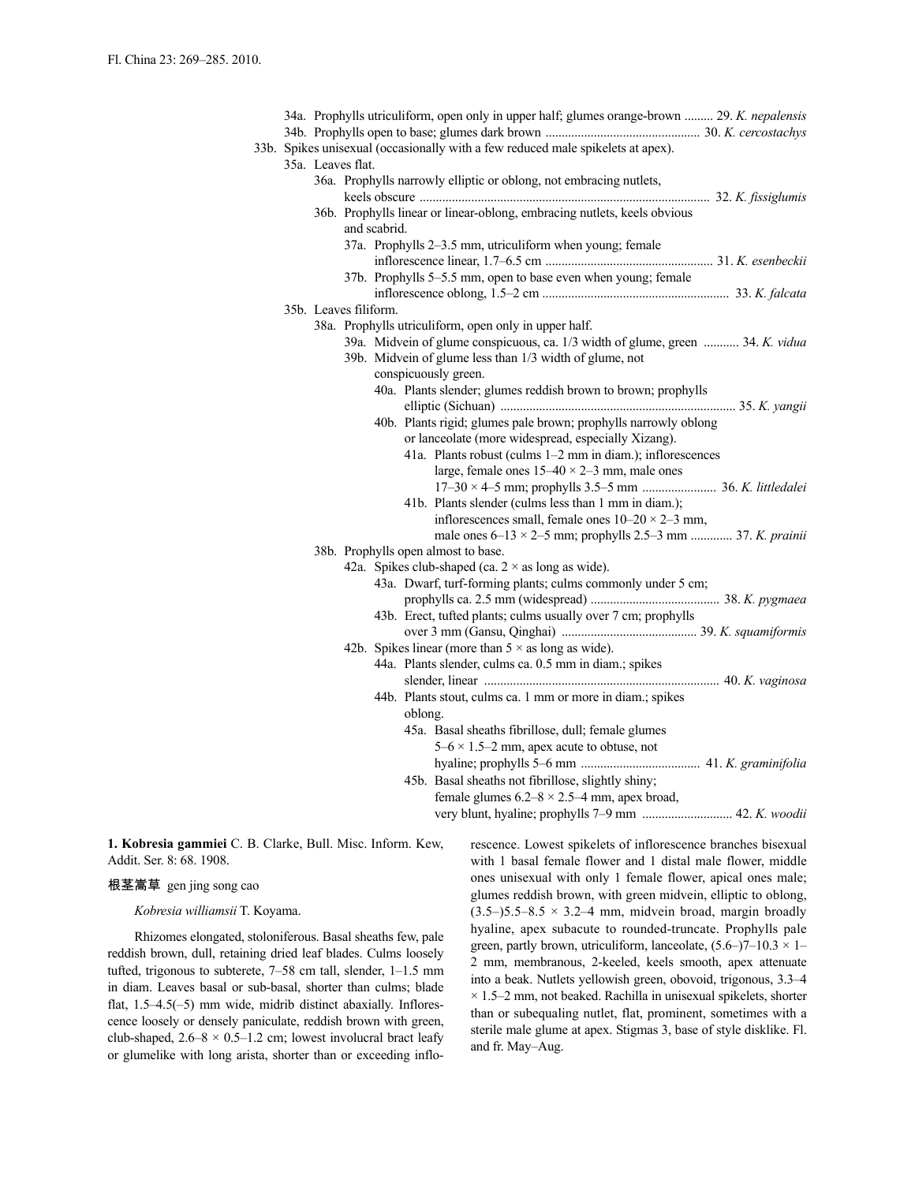34a. Prophylls utriculiform, open only in upper half; glumes orange-brown ......... 29. *K. nepalensis*

34b. Prophylls open to base; glumes dark brown ............................................... 30. *K. cercostachys*

33b. Spikes unisexual (occasionally with a few reduced male spikelets at apex).

35a. Leaves flat.

36a. Prophylls narrowly elliptic or oblong, not embracing nutlets, keels obscure ......................................................................................... 32. *K. fissiglumis*

36b. Prophylls linear or linear-oblong, embracing nutlets, keels obvious and scabrid.

37a. Prophylls 2–3.5 mm, utriculiform when young; female inflorescence linear, 1.7–6.5 cm ................................................... 31. *K. esenbeckii*

37b. Prophylls 5–5.5 mm, open to base even when young; female inflorescence oblong, 1.5–2 cm ......................................................... 33. *K. falcata*

35b. Leaves filiform.

38a. Prophylls utriculiform, open only in upper half.

39a. Midvein of glume conspicuous, ca. 1/3 width of glume, green ........... 34. *K. vidua*

39b. Midvein of glume less than 1/3 width of glume, not conspicuously green.

40a. Plants slender; glumes reddish brown to brown; prophylls elliptic (Sichuan) ........................................................................ 35. *K. yangii*

40b. Plants rigid; glumes pale brown; prophylls narrowly oblong or lanceolate (more widespread, especially Xizang).

41a. Plants robust (culms 1–2 mm in diam.); inflorescences large, female ones 15–40 × 2–3 mm, male ones 17–30 × 4–5 mm; prophylls 3.5–5 mm ....................... 36. *K. littledalei*

41b. Plants slender (culms less than 1 mm in diam.); inflorescences small, female ones 10–20 × 2–3 mm, male ones 6–13 × 2–5 mm; prophylls 2.5–3 mm ............. 37. *K. prainii*

38b. Prophylls open almost to base.

42a. Spikes club-shaped (ca. 2 × as long as wide).

43a. Dwarf, turf-forming plants; culms commonly under 5 cm; prophylls ca. 2.5 mm (widespread) ........................................ 38. *K. pygmaea*

43b. Erect, tufted plants; culms usually over 7 cm; prophylls over 3 mm (Gansu, Qinghai) ......................................... 39. *K. squamiformis*

42b. Spikes linear (more than 5 × as long as wide).

44a. Plants slender, culms ca. 0.5 mm in diam.; spikes slender, linear ........................................................................ 40. *K. vaginosa*

44b. Plants stout, culms ca. 1 mm or more in diam.; spikes oblong.

45a. Basal sheaths fibrillose, dull; female glumes 5–6 × 1.5–2 mm, apex acute to obtuse, not hyaline; prophylls 5–6 mm .................................... 41. *K. graminifolia*

45b. Basal sheaths not fibrillose, slightly shiny; female glumes 6.2–8 × 2.5–4 mm, apex broad, very blunt, hyaline; prophylls 7–9 mm ........................... 42. *K. woodii*

**1. Kobresia gammiei** C. B. Clarke, Bull. Misc. Inform. Kew, Addit. Ser. 8: 68. 1908.

根茎嵩草 gen jing song cao

*Kobresia williamsii* T. Koyama.

Rhizomes elongated, stoloniferous. Basal sheaths few, pale reddish brown, dull, retaining dried leaf blades. Culms loosely tufted, trigonous to subterete, 7–58 cm tall, slender, 1–1.5 mm in diam. Leaves basal or sub-basal, shorter than culms; blade flat, 1.5–4.5(–5) mm wide, midrib distinct abaxially. Inflorescence loosely or densely paniculate, reddish brown with green, club-shaped, 2.6–8 × 0.5–1.2 cm; lowest involucral bract leafy or glumelike with long arista, shorter than or exceeding inflorescence. Lowest spikelets of inflorescence branches bisexual with 1 basal female flower and 1 distal male flower, middle ones unisexual with only 1 female flower, apical ones male; glumes reddish brown, with green midvein, elliptic to oblong, (3.5–)5.5–8.5 × 3.2–4 mm, midvein broad, margin broadly hyaline, apex subacute to rounded-truncate. Prophylls pale green, partly brown, utriculiform, lanceolate, (5.6–)7–10.3 × 1–2 mm, membranous, 2-keeled, keels smooth, apex attenuate into a beak. Nutlets yellowish green, obovoid, trigonous, 3.3–4 × 1.5–2 mm, not beaked. Rachilla in unisexual spikelets, shorter than or subequaling nutlet, flat, prominent, sometimes with a sterile male glume at apex. Stigmas 3, base of style disklike. Fl. and fr. May–Aug.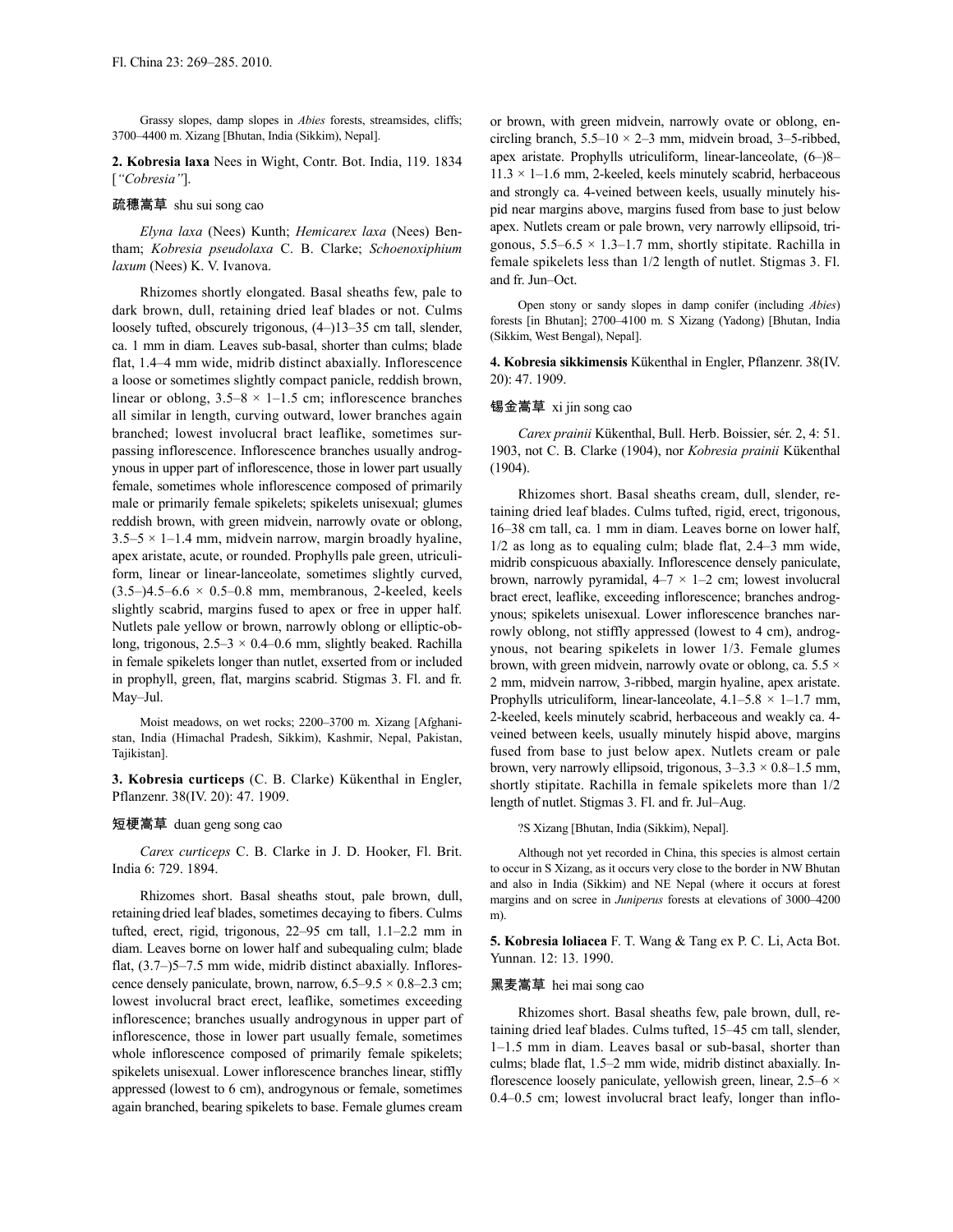Grassy slopes, damp slopes in *Abies* forests, streamsides, cliffs; 3700–4400 m. Xizang [Bhutan, India (Sikkim), Nepal].

**2. Kobresia laxa** Nees in Wight, Contr. Bot. India, 119. 1834 [*"Cobresia"*].

疏穗嵩草 shu sui song cao

*Elyna laxa* (Nees) Kunth; *Hemicarex laxa* (Nees) Bentham; *Kobresia pseudolaxa* C. B. Clarke; *Schoenoxiphium laxum* (Nees) K. V. Ivanova.

Rhizomes shortly elongated. Basal sheaths few, pale to dark brown, dull, retaining dried leaf blades or not. Culms loosely tufted, obscurely trigonous, (4–)13–35 cm tall, slender, ca. 1 mm in diam. Leaves sub-basal, shorter than culms; blade flat, 1.4–4 mm wide, midrib distinct abaxially. Inflorescence a loose or sometimes slightly compact panicle, reddish brown, linear or oblong, 3.5–8 × 1–1.5 cm; inflorescence branches all similar in length, curving outward, lower branches again branched; lowest involucral bract leaflike, sometimes surpassing inflorescence. Inflorescence branches usually androgynous in upper part of inflorescence, those in lower part usually female, sometimes whole inflorescence composed of primarily male or primarily female spikelets; spikelets unisexual; glumes reddish brown, with green midvein, narrowly ovate or oblong, 3.5–5 × 1–1.4 mm, midvein narrow, margin broadly hyaline, apex aristate, acute, or rounded. Prophylls pale green, utriculiform, linear or linear-lanceolate, sometimes slightly curved, (3.5–)4.5–6.6 × 0.5–0.8 mm, membranous, 2-keeled, keels slightly scabrid, margins fused to apex or free in upper half. Nutlets pale yellow or brown, narrowly oblong or elliptic-oblong, trigonous, 2.5–3 × 0.4–0.6 mm, slightly beaked. Rachilla in female spikelets longer than nutlet, exserted from or included in prophyll, green, flat, margins scabrid. Stigmas 3. Fl. and fr. May–Jul.

Moist meadows, on wet rocks; 2200–3700 m. Xizang [Afghanistan, India (Himachal Pradesh, Sikkim), Kashmir, Nepal, Pakistan, Tajikistan].

**3. Kobresia curticeps** (C. B. Clarke) Kükenthal in Engler, Pflanzenr. 38(IV. 20): 47. 1909.

短梗嵩草 duan geng song cao

*Carex curticeps* C. B. Clarke in J. D. Hooker, Fl. Brit. India 6: 729. 1894.

Rhizomes short. Basal sheaths stout, pale brown, dull, retaining dried leaf blades, sometimes decaying to fibers. Culms tufted, erect, rigid, trigonous, 22–95 cm tall, 1.1–2.2 mm in diam. Leaves borne on lower half and subequaling culm; blade flat, (3.7–)5–7.5 mm wide, midrib distinct abaxially. Inflorescence densely paniculate, brown, narrow, 6.5–9.5 × 0.8–2.3 cm; lowest involucral bract erect, leaflike, sometimes exceeding inflorescence; branches usually androgynous in upper part of inflorescence, those in lower part usually female, sometimes whole inflorescence composed of primarily female spikelets; spikelets unisexual. Lower inflorescence branches linear, stiffly appressed (lowest to 6 cm), androgynous or female, sometimes again branched, bearing spikelets to base. Female glumes cream or brown, with green midvein, narrowly ovate or oblong, encircling branch, 5.5–10 × 2–3 mm, midvein broad, 3–5-ribbed, apex aristate. Prophylls utriculiform, linear-lanceolate, (6–)8–11.3 × 1–1.6 mm, 2-keeled, keels minutely scabrid, herbaceous and strongly ca. 4-veined between keels, usually minutely hispid near margins above, margins fused from base to just below apex. Nutlets cream or pale brown, very narrowly ellipsoid, trigonous, 5.5–6.5 × 1.3–1.7 mm, shortly stipitate. Rachilla in female spikelets less than 1/2 length of nutlet. Stigmas 3. Fl. and fr. Jun–Oct.

Open stony or sandy slopes in damp conifer (including *Abies*) forests [in Bhutan]; 2700–4100 m. S Xizang (Yadong) [Bhutan, India (Sikkim, West Bengal), Nepal].

**4. Kobresia sikkimensis** Kükenthal in Engler, Pflanzenr. 38(IV. 20): 47. 1909.

锡金嵩草 xi jin song cao

*Carex prainii* Kükenthal, Bull. Herb. Boissier, sér. 2, 4: 51. 1903, not C. B. Clarke (1904), nor *Kobresia prainii* Kükenthal (1904).

Rhizomes short. Basal sheaths cream, dull, slender, retaining dried leaf blades. Culms tufted, rigid, erect, trigonous, 16–38 cm tall, ca. 1 mm in diam. Leaves borne on lower half, 1/2 as long as to equaling culm; blade flat, 2.4–3 mm wide, midrib conspicuous abaxially. Inflorescence densely paniculate, brown, narrowly pyramidal, 4–7 × 1–2 cm; lowest involucral bract erect, leaflike, exceeding inflorescence; branches androgynous; spikelets unisexual. Lower inflorescence branches narrowly oblong, not stiffly appressed (lowest to 4 cm), androgynous, not bearing spikelets in lower 1/3. Female glumes brown, with green midvein, narrowly ovate or oblong, ca. 5.5 × 2 mm, midvein narrow, 3-ribbed, margin hyaline, apex aristate. Prophylls utriculiform, linear-lanceolate, 4.1–5.8 × 1–1.7 mm, 2-keeled, keels minutely scabrid, herbaceous and weakly ca. 4-veined between keels, usually minutely hispid above, margins fused from base to just below apex. Nutlets cream or pale brown, very narrowly ellipsoid, trigonous, 3–3.3 × 0.8–1.5 mm, shortly stipitate. Rachilla in female spikelets more than 1/2 length of nutlet. Stigmas 3. Fl. and fr. Jul–Aug.

?S Xizang [Bhutan, India (Sikkim), Nepal].

Although not yet recorded in China, this species is almost certain to occur in S Xizang, as it occurs very close to the border in NW Bhutan and also in India (Sikkim) and NE Nepal (where it occurs at forest margins and on scree in *Juniperus* forests at elevations of 3000–4200 m).

**5. Kobresia loliacea** F. T. Wang & Tang ex P. C. Li, Acta Bot. Yunnan. 12: 13. 1990.

黑麦嵩草 hei mai song cao

Rhizomes short. Basal sheaths few, pale brown, dull, retaining dried leaf blades. Culms tufted, 15–45 cm tall, slender, 1–1.5 mm in diam. Leaves basal or sub-basal, shorter than culms; blade flat, 1.5–2 mm wide, midrib distinct abaxially. Inflorescence loosely paniculate, yellowish green, linear, 2.5–6 × 0.4–0.5 cm; lowest involucral bract leafy, longer than inflo-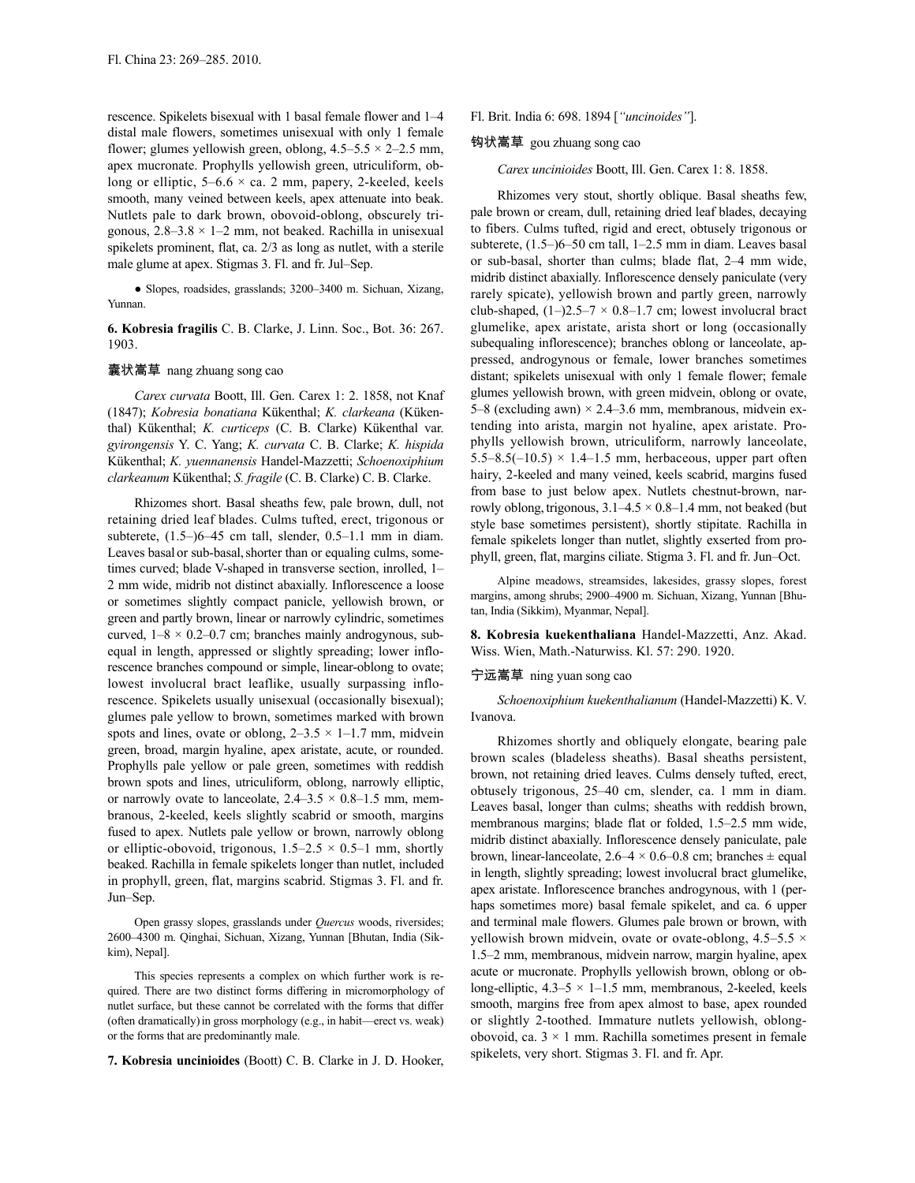rescence. Spikelets bisexual with 1 basal female flower and 1–4 distal male flowers, sometimes unisexual with only 1 female flower; glumes yellowish green, oblong, 4.5–5.5 × 2–2.5 mm, apex mucronate. Prophylls yellowish green, utriculiform, oblong or elliptic, 5–6.6 × ca. 2 mm, papery, 2-keeled, keels smooth, many veined between keels, apex attenuate into beak. Nutlets pale to dark brown, obovoid-oblong, obscurely trigonous, 2.8–3.8 × 1–2 mm, not beaked. Rachilla in unisexual spikelets prominent, flat, ca. 2/3 as long as nutlet, with a sterile male glume at apex. Stigmas 3. Fl. and fr. Jul–Sep.

● Slopes, roadsides, grasslands; 3200–3400 m. Sichuan, Xizang, Yunnan.

**6. Kobresia fragilis** C. B. Clarke, J. Linn. Soc., Bot. 36: 267. 1903.

囊状嵩草 nang zhuang song cao

*Carex curvata* Boott, Ill. Gen. Carex 1: 2. 1858, not Knaf (1847); *Kobresia bonatiana* Kükenthal; *K. clarkeana* (Kükenthal) Kükenthal; *K. curticeps* (C. B. Clarke) Kükenthal var. *gyirongensis* Y. C. Yang; *K. curvata* C. B. Clarke; *K. hispida* Kükenthal; *K. yuennanensis* Handel-Mazzetti; *Schoenoxiphium clarkeanum* Kükenthal; *S. fragile* (C. B. Clarke) C. B. Clarke.

Rhizomes short. Basal sheaths few, pale brown, dull, not retaining dried leaf blades. Culms tufted, erect, trigonous or subterete, (1.5–)6–45 cm tall, slender, 0.5–1.1 mm in diam. Leaves basal or sub-basal, shorter than or equaling culms, sometimes curved; blade V-shaped in transverse section, inrolled, 1–2 mm wide, midrib not distinct abaxially. Inflorescence a loose or sometimes slightly compact panicle, yellowish brown, or green and partly brown, linear or narrowly cylindric, sometimes curved, 1–8 × 0.2–0.7 cm; branches mainly androgynous, subequal in length, appressed or slightly spreading; lower inflorescence branches compound or simple, linear-oblong to ovate; lowest involucral bract leaflike, usually surpassing inflorescence. Spikelets usually unisexual (occasionally bisexual); glumes pale yellow to brown, sometimes marked with brown spots and lines, ovate or oblong, 2–3.5 × 1–1.7 mm, midvein green, broad, margin hyaline, apex aristate, acute, or rounded. Prophylls pale yellow or pale green, sometimes with reddish brown spots and lines, utriculiform, oblong, narrowly elliptic, or narrowly ovate to lanceolate, 2.4–3.5 × 0.8–1.5 mm, membranous, 2-keeled, keels slightly scabrid or smooth, margins fused to apex. Nutlets pale yellow or brown, narrowly oblong or elliptic-obovoid, trigonous, 1.5–2.5 × 0.5–1 mm, shortly beaked. Rachilla in female spikelets longer than nutlet, included in prophyll, green, flat, margins scabrid. Stigmas 3. Fl. and fr. Jun–Sep.

Open grassy slopes, grasslands under *Quercus* woods, riversides; 2600–4300 m. Qinghai, Sichuan, Xizang, Yunnan [Bhutan, India (Sikkim), Nepal].

This species represents a complex on which further work is required. There are two distinct forms differing in micromorphology of nutlet surface, but these cannot be correlated with the forms that differ (often dramatically) in gross morphology (e.g., in habit—erect vs. weak) or the forms that are predominantly male.

**7. Kobresia uncinioides** (Boott) C. B. Clarke in J. D. Hooker, Fl. Brit. India 6: 698. 1894 [*"uncinoides"*].

钩状嵩草 gou zhuang song cao

*Carex uncinioides* Boott, Ill. Gen. Carex 1: 8. 1858.

Rhizomes very stout, shortly oblique. Basal sheaths few, pale brown or cream, dull, retaining dried leaf blades, decaying to fibers. Culms tufted, rigid and erect, obtusely trigonous or subterete, (1.5–)6–50 cm tall, 1–2.5 mm in diam. Leaves basal or sub-basal, shorter than culms; blade flat, 2–4 mm wide, midrib distinct abaxially. Inflorescence densely paniculate (very rarely spicate), yellowish brown and partly green, narrowly club-shaped, (1–)2.5–7 × 0.8–1.7 cm; lowest involucral bract glumelike, apex aristate, arista short or long (occasionally subequaling inflorescence); branches oblong or lanceolate, appressed, androgynous or female, lower branches sometimes distant; spikelets unisexual with only 1 female flower; female glumes yellowish brown, with green midvein, oblong or ovate, 5–8 (excluding awn) × 2.4–3.6 mm, membranous, midvein extending into arista, margin not hyaline, apex aristate. Prophylls yellowish brown, utriculiform, narrowly lanceolate, 5.5–8.5(–10.5) × 1.4–1.5 mm, herbaceous, upper part often hairy, 2-keeled and many veined, keels scabrid, margins fused from base to just below apex. Nutlets chestnut-brown, narrowly oblong, trigonous, 3.1–4.5 × 0.8–1.4 mm, not beaked (but style base sometimes persistent), shortly stipitate. Rachilla in female spikelets longer than nutlet, slightly exserted from prophyll, green, flat, margins ciliate. Stigma 3. Fl. and fr. Jun–Oct.

Alpine meadows, streamsides, lakesides, grassy slopes, forest margins, among shrubs; 2900–4900 m. Sichuan, Xizang, Yunnan [Bhutan, India (Sikkim), Myanmar, Nepal].

**8. Kobresia kuekenthaliana** Handel-Mazzetti, Anz. Akad. Wiss. Wien, Math.-Naturwiss. Kl. 57: 290. 1920.

宁远嵩草 ning yuan song cao

*Schoenoxiphium kuekenthalianum* (Handel-Mazzetti) K. V. Ivanova.

Rhizomes shortly and obliquely elongate, bearing pale brown scales (bladeless sheaths). Basal sheaths persistent, brown, not retaining dried leaves. Culms densely tufted, erect, obtusely trigonous, 25–40 cm, slender, ca. 1 mm in diam. Leaves basal, longer than culms; sheaths with reddish brown, membranous margins; blade flat or folded, 1.5–2.5 mm wide, midrib distinct abaxially. Inflorescence densely paniculate, pale brown, linear-lanceolate, 2.6–4 × 0.6–0.8 cm; branches ± equal in length, slightly spreading; lowest involucral bract glumelike, apex aristate. Inflorescence branches androgynous, with 1 (perhaps sometimes more) basal female spikelet, and ca. 6 upper and terminal male flowers. Glumes pale brown or brown, with yellowish brown midvein, ovate or ovate-oblong, 4.5–5.5 × 1.5–2 mm, membranous, midvein narrow, margin hyaline, apex acute or mucronate. Prophylls yellowish brown, oblong or oblong-elliptic, 4.3–5 × 1–1.5 mm, membranous, 2-keeled, keels smooth, margins free from apex almost to base, apex rounded or slightly 2-toothed. Immature nutlets yellowish, oblong-obovoid, ca. 3 × 1 mm. Rachilla sometimes present in female spikelets, very short. Stigmas 3. Fl. and fr. Apr.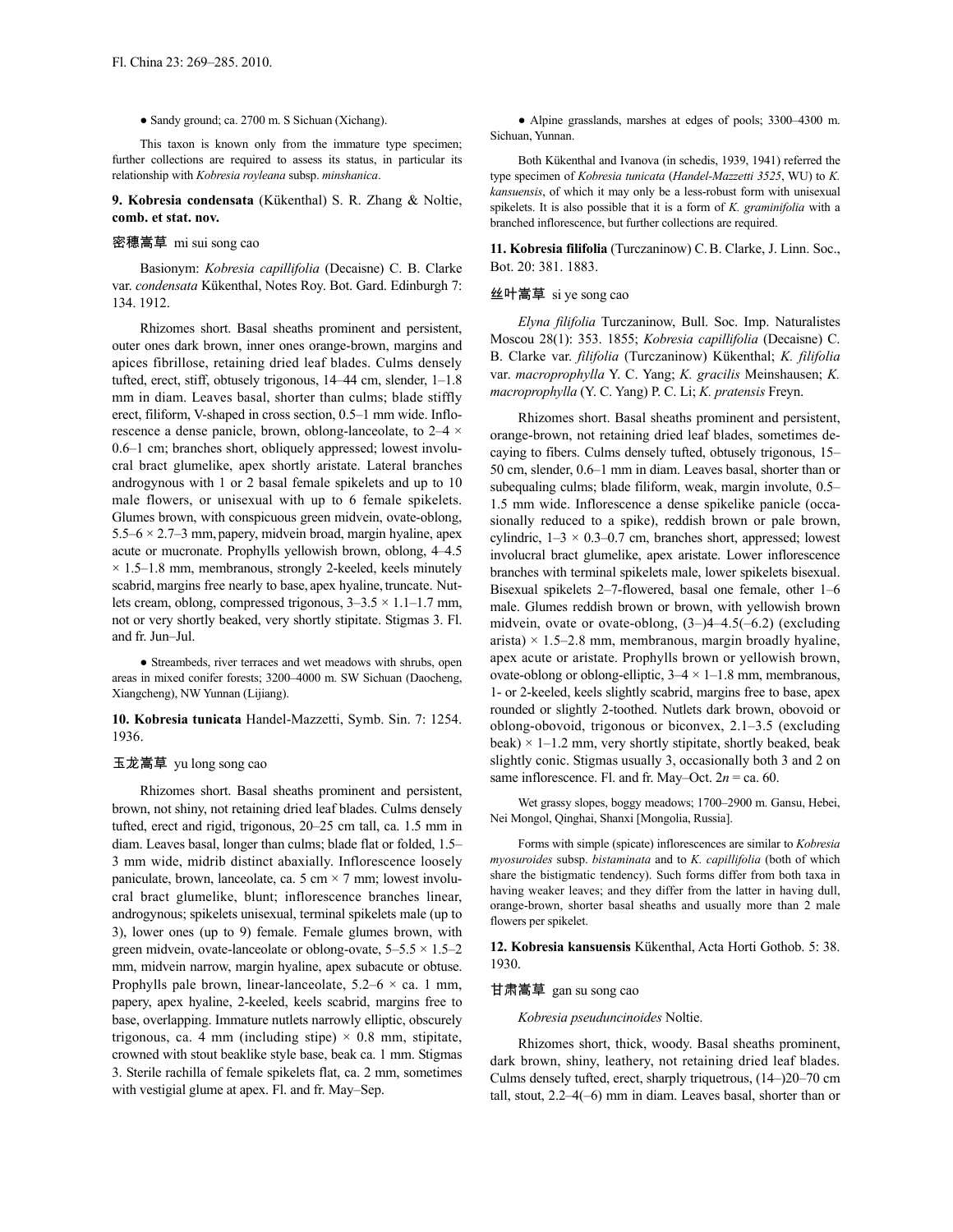● Sandy ground; ca. 2700 m. S Sichuan (Xichang).

This taxon is known only from the immature type specimen; further collections are required to assess its status, in particular its relationship with *Kobresia royleana* subsp. *minshanica*.

**9. Kobresia condensata** (Kükenthal) S. R. Zhang & Noltie, **comb. et stat. nov.**

密穗嵩草 mi sui song cao

Basionym: *Kobresia capillifolia* (Decaisne) C. B. Clarke var. *condensata* Kükenthal, Notes Roy. Bot. Gard. Edinburgh 7: 134. 1912.

Rhizomes short. Basal sheaths prominent and persistent, outer ones dark brown, inner ones orange-brown, margins and apices fibrillose, retaining dried leaf blades. Culms densely tufted, erect, stiff, obtusely trigonous, 14–44 cm, slender, 1–1.8 mm in diam. Leaves basal, shorter than culms; blade stiffly erect, filiform, V-shaped in cross section, 0.5–1 mm wide. Inflorescence a dense panicle, brown, oblong-lanceolate, to 2–4 × 0.6–1 cm; branches short, obliquely appressed; lowest involucral bract glumelike, apex shortly aristate. Lateral branches androgynous with 1 or 2 basal female spikelets and up to 10 male flowers, or unisexual with up to 6 female spikelets. Glumes brown, with conspicuous green midvein, ovate-oblong, 5.5–6 × 2.7–3 mm, papery, midvein broad, margin hyaline, apex acute or mucronate. Prophylls yellowish brown, oblong, 4–4.5 × 1.5–1.8 mm, membranous, strongly 2-keeled, keels minutely scabrid, margins free nearly to base, apex hyaline, truncate. Nutlets cream, oblong, compressed trigonous, 3–3.5 × 1.1–1.7 mm, not or very shortly beaked, very shortly stipitate. Stigmas 3. Fl. and fr. Jun–Jul.

● Streambeds, river terraces and wet meadows with shrubs, open areas in mixed conifer forests; 3200–4000 m. SW Sichuan (Daocheng, Xiangcheng), NW Yunnan (Lijiang).

**10. Kobresia tunicata** Handel-Mazzetti, Symb. Sin. 7: 1254. 1936.

玉龙嵩草 yu long song cao

Rhizomes short. Basal sheaths prominent and persistent, brown, not shiny, not retaining dried leaf blades. Culms densely tufted, erect and rigid, trigonous, 20–25 cm tall, ca. 1.5 mm in diam. Leaves basal, longer than culms; blade flat or folded, 1.5–3 mm wide, midrib distinct abaxially. Inflorescence loosely paniculate, brown, lanceolate, ca. 5 cm × 7 mm; lowest involucral bract glumelike, blunt; inflorescence branches linear, androgynous; spikelets unisexual, terminal spikelets male (up to 3), lower ones (up to 9) female. Female glumes brown, with green midvein, ovate-lanceolate or oblong-ovate, 5–5.5 × 1.5–2 mm, midvein narrow, margin hyaline, apex subacute or obtuse. Prophylls pale brown, linear-lanceolate, 5.2–6 × ca. 1 mm, papery, apex hyaline, 2-keeled, keels scabrid, margins free to base, overlapping. Immature nutlets narrowly elliptic, obscurely trigonous, ca. 4 mm (including stipe) × 0.8 mm, stipitate, crowned with stout beaklike style base, beak ca. 1 mm. Stigmas 3. Sterile rachilla of female spikelets flat, ca. 2 mm, sometimes with vestigial glume at apex. Fl. and fr. May–Sep.

● Alpine grasslands, marshes at edges of pools; 3300–4300 m. Sichuan, Yunnan.

Both Kükenthal and Ivanova (in schedis, 1939, 1941) referred the type specimen of *Kobresia tunicata* (*Handel-Mazzetti 3525*, WU) to *K. kansuensis*, of which it may only be a less-robust form with unisexual spikelets. It is also possible that it is a form of *K. graminifolia* with a branched inflorescence, but further collections are required.

**11. Kobresia filifolia** (Turczaninow) C. B. Clarke, J. Linn. Soc., Bot. 20: 381. 1883.

丝叶嵩草 si ye song cao

*Elyna filifolia* Turczaninow, Bull. Soc. Imp. Naturalistes Moscou 28(1): 353. 1855; *Kobresia capillifolia* (Decaisne) C. B. Clarke var. *filifolia* (Turczaninow) Kükenthal; *K. filifolia* var. *macroprophylla* Y. C. Yang; *K. gracilis* Meinshausen; *K. macroprophylla* (Y. C. Yang) P. C. Li; *K. pratensis* Freyn.

Rhizomes short. Basal sheaths prominent and persistent, orange-brown, not retaining dried leaf blades, sometimes decaying to fibers. Culms densely tufted, obtusely trigonous, 15–50 cm, slender, 0.6–1 mm in diam. Leaves basal, shorter than or subequaling culms; blade filiform, weak, margin involute, 0.5–1.5 mm wide. Inflorescence a dense spikelike panicle (occasionally reduced to a spike), reddish brown or pale brown, cylindric, 1–3 × 0.3–0.7 cm, branches short, appressed; lowest involucral bract glumelike, apex aristate. Lower inflorescence branches with terminal spikelets male, lower spikelets bisexual. Bisexual spikelets 2–7-flowered, basal one female, other 1–6 male. Glumes reddish brown or brown, with yellowish brown midvein, ovate or ovate-oblong, (3–)4–4.5(–6.2) (excluding arista) × 1.5–2.8 mm, membranous, margin broadly hyaline, apex acute or aristate. Prophylls brown or yellowish brown, ovate-oblong or oblong-elliptic, 3–4 × 1–1.8 mm, membranous, 1- or 2-keeled, keels slightly scabrid, margins free to base, apex rounded or slightly 2-toothed. Nutlets dark brown, obovoid or oblong-obovoid, trigonous or biconvex, 2.1–3.5 (excluding beak) × 1–1.2 mm, very shortly stipitate, shortly beaked, beak slightly conic. Stigmas usually 3, occasionally both 3 and 2 on same inflorescence. Fl. and fr. May–Oct. $2n$ = ca. 60.

Wet grassy slopes, boggy meadows; 1700–2900 m. Gansu, Hebei, Nei Mongol, Qinghai, Shanxi [Mongolia, Russia].

Forms with simple (spicate) inflorescences are similar to *Kobresia myosuroides* subsp. *bistaminata* and to *K. capillifolia* (both of which share the bistigmatic tendency). Such forms differ from both taxa in having weaker leaves; and they differ from the latter in having dull, orange-brown, shorter basal sheaths and usually more than 2 male flowers per spikelet.

**12. Kobresia kansuensis** Kükenthal, Acta Horti Gothob. 5: 38. 1930.

甘肃嵩草 gan su song cao

*Kobresia pseuduncinoides* Noltie.

Rhizomes short, thick, woody. Basal sheaths prominent, dark brown, shiny, leathery, not retaining dried leaf blades. Culms densely tufted, erect, sharply triquetrous, (14–)20–70 cm tall, stout, 2.2–4(–6) mm in diam. Leaves basal, shorter than or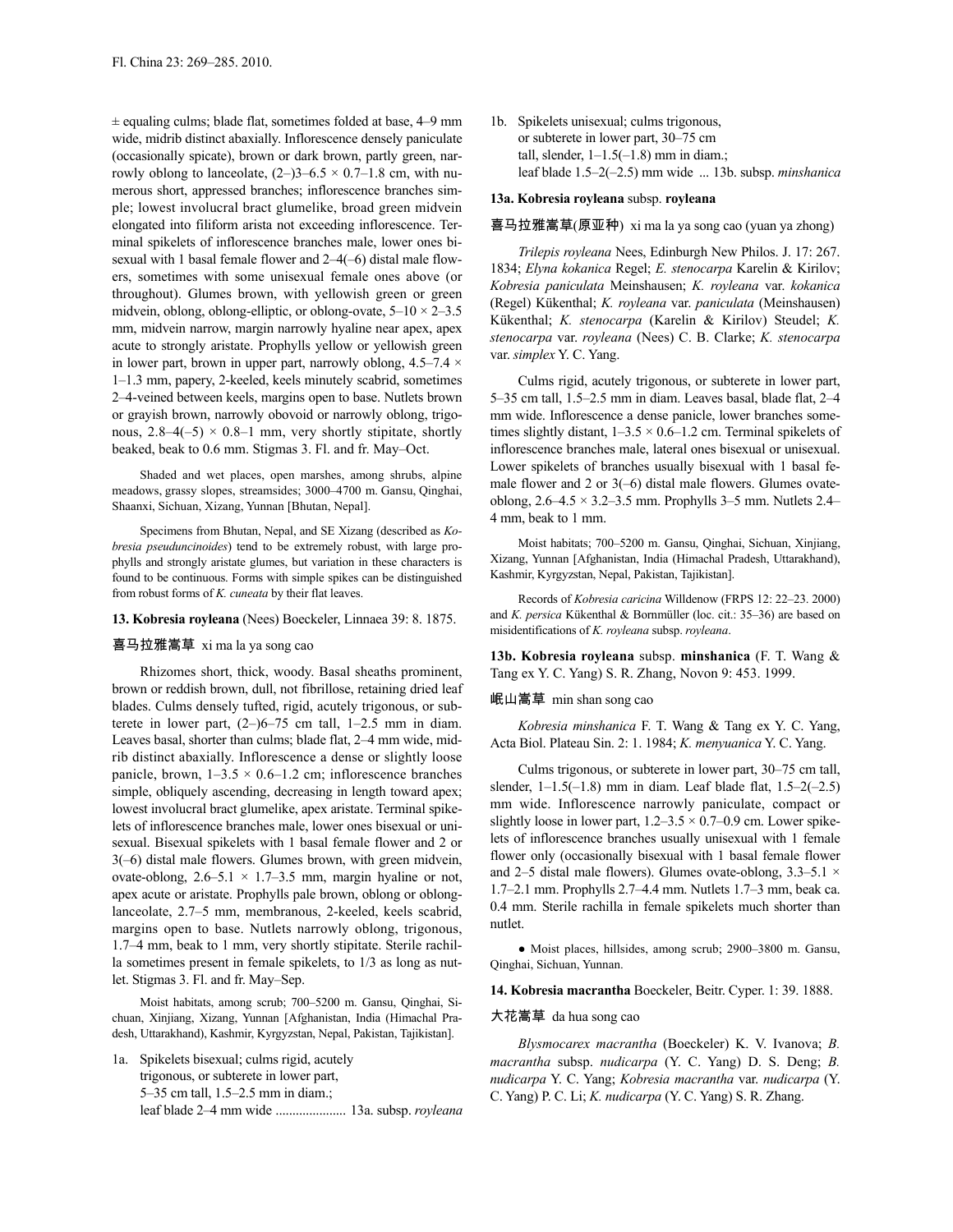± equaling culms; blade flat, sometimes folded at base, 4–9 mm wide, midrib distinct abaxially. Inflorescence densely paniculate (occasionally spicate), brown or dark brown, partly green, narrowly oblong to lanceolate, (2–)3–6.5 × 0.7–1.8 cm, with numerous short, appressed branches; inflorescence branches simple; lowest involucral bract glumelike, broad green midvein elongated into filiform arista not exceeding inflorescence. Terminal spikelets of inflorescence branches male, lower ones bisexual with 1 basal female flower and 2–4(–6) distal male flowers, sometimes with some unisexual female ones above (or throughout). Glumes brown, with yellowish green or green midvein, oblong, oblong-elliptic, or oblong-ovate, 5–10 × 2–3.5 mm, midvein narrow, margin narrowly hyaline near apex, apex acute to strongly aristate. Prophylls yellow or yellowish green in lower part, brown in upper part, narrowly oblong, 4.5–7.4 × 1–1.3 mm, papery, 2-keeled, keels minutely scabrid, sometimes 2–4-veined between keels, margins open to base. Nutlets brown or grayish brown, narrowly obovoid or narrowly oblong, trigonous, 2.8–4(–5) × 0.8–1 mm, very shortly stipitate, shortly beaked, beak to 0.6 mm. Stigmas 3. Fl. and fr. May–Oct.

Shaded and wet places, open marshes, among shrubs, alpine meadows, grassy slopes, streamsides; 3000–4700 m. Gansu, Qinghai, Shaanxi, Sichuan, Xizang, Yunnan [Bhutan, Nepal].

Specimens from Bhutan, Nepal, and SE Xizang (described as *Kobresia pseuduncinoides*) tend to be extremely robust, with large prophylls and strongly aristate glumes, but variation in these characters is found to be continuous. Forms with simple spikes can be distinguished from robust forms of *K. cuneata* by their flat leaves.

**13. Kobresia royleana** (Nees) Boeckeler, Linnaea 39: 8. 1875.

喜马拉雅嵩草 xi ma la ya song cao

Rhizomes short, thick, woody. Basal sheaths prominent, brown or reddish brown, dull, not fibrillose, retaining dried leaf blades. Culms densely tufted, rigid, acutely trigonous, or subterete in lower part, (2–)6–75 cm tall, 1–2.5 mm in diam. Leaves basal, shorter than culms; blade flat, 2–4 mm wide, midrib distinct abaxially. Inflorescence a dense or slightly loose panicle, brown, 1–3.5 × 0.6–1.2 cm; inflorescence branches simple, obliquely ascending, decreasing in length toward apex; lowest involucral bract glumelike, apex aristate. Terminal spikelets of inflorescence branches male, lower ones bisexual or unisexual. Bisexual spikelets with 1 basal female flower and 2 or 3(–6) distal male flowers. Glumes brown, with green midvein, ovate-oblong, 2.6–5.1 × 1.7–3.5 mm, margin hyaline or not, apex acute or aristate. Prophylls pale brown, oblong or oblong-lanceolate, 2.7–5 mm, membranous, 2-keeled, keels scabrid, margins open to base. Nutlets narrowly oblong, trigonous, 1.7–4 mm, beak to 1 mm, very shortly stipitate. Sterile rachilla sometimes present in female spikelets, to 1/3 as long as nutlet. Stigmas 3. Fl. and fr. May–Sep.

Moist habitats, among scrub; 700–5200 m. Gansu, Qinghai, Sichuan, Xinjiang, Xizang, Yunnan [Afghanistan, India (Himachal Pradesh, Uttarakhand), Kashmir, Kyrgyzstan, Nepal, Pakistan, Tajikistan].

1a. Spikelets bisexual; culms rigid, acutely trigonous, or subterete in lower part, 5–35 cm tall, 1.5–2.5 mm in diam.; leaf blade 2–4 mm wide ..................... 13a. subsp. *royleana*

1b. Spikelets unisexual; culms trigonous, or subterete in lower part, 30–75 cm tall, slender, 1–1.5(–1.8) mm in diam.; leaf blade 1.5–2(–2.5) mm wide ... 13b. subsp. *minshanica*

**13a. Kobresia royleana** subsp. **royleana**

喜马拉雅嵩草(原亚种) xi ma la ya song cao (yuan ya zhong)

*Trilepis royleana* Nees, Edinburgh New Philos. J. 17: 267. 1834; *Elyna kokanica* Regel; *E. stenocarpa* Karelin & Kirilov; *Kobresia paniculata* Meinshausen; *K. royleana* var. *kokanica* (Regel) Kükenthal; *K. royleana* var. *paniculata* (Meinshausen) Kükenthal; *K. stenocarpa* (Karelin & Kirilov) Steudel; *K. stenocarpa* var. *royleana* (Nees) C. B. Clarke; *K. stenocarpa* var. *simplex* Y. C. Yang.

Culms rigid, acutely trigonous, or subterete in lower part, 5–35 cm tall, 1.5–2.5 mm in diam. Leaves basal, blade flat, 2–4 mm wide. Inflorescence a dense panicle, lower branches sometimes slightly distant, 1–3.5 × 0.6–1.2 cm. Terminal spikelets of inflorescence branches male, lateral ones bisexual or unisexual. Lower spikelets of branches usually bisexual with 1 basal female flower and 2 or 3(–6) distal male flowers. Glumes ovate-oblong, 2.6–4.5 × 3.2–3.5 mm. Prophylls 3–5 mm. Nutlets 2.4–4 mm, beak to 1 mm.

Moist habitats; 700–5200 m. Gansu, Qinghai, Sichuan, Xinjiang, Xizang, Yunnan [Afghanistan, India (Himachal Pradesh, Uttarakhand), Kashmir, Kyrgyzstan, Nepal, Pakistan, Tajikistan].

Records of *Kobresia caricina* Willdenow (FRPS 12: 22–23. 2000) and *K. persica* Kükenthal & Bornmüller (loc. cit.: 35–36) are based on misidentifications of *K. royleana* subsp. *royleana*.

**13b. Kobresia royleana** subsp. **minshanica** (F. T. Wang & Tang ex Y. C. Yang) S. R. Zhang, Novon 9: 453. 1999.

岷山嵩草 min shan song cao

*Kobresia minshanica* F. T. Wang & Tang ex Y. C. Yang, Acta Biol. Plateau Sin. 2: 1. 1984; *K. menyuanica* Y. C. Yang.

Culms trigonous, or subterete in lower part, 30–75 cm tall, slender, 1–1.5(–1.8) mm in diam. Leaf blade flat, 1.5–2(–2.5) mm wide. Inflorescence narrowly paniculate, compact or slightly loose in lower part, 1.2–3.5 × 0.7–0.9 cm. Lower spikelets of inflorescence branches usually unisexual with 1 female flower only (occasionally bisexual with 1 basal female flower and 2–5 distal male flowers). Glumes ovate-oblong, 3.3–5.1 × 1.7–2.1 mm. Prophylls 2.7–4.4 mm. Nutlets 1.7–3 mm, beak ca. 0.4 mm. Sterile rachilla in female spikelets much shorter than nutlet.

● Moist places, hillsides, among scrub; 2900–3800 m. Gansu, Qinghai, Sichuan, Yunnan.

**14. Kobresia macrantha** Boeckeler, Beitr. Cyper. 1: 39. 1888.

大花嵩草 da hua song cao

*Blysmocarex macrantha* (Boeckeler) K. V. Ivanova; *B. macrantha* subsp. *nudicarpa* (Y. C. Yang) D. S. Deng; *B. nudicarpa* Y. C. Yang; *Kobresia macrantha* var. *nudicarpa* (Y. C. Yang) P. C. Li; *K. nudicarpa* (Y. C. Yang) S. R. Zhang.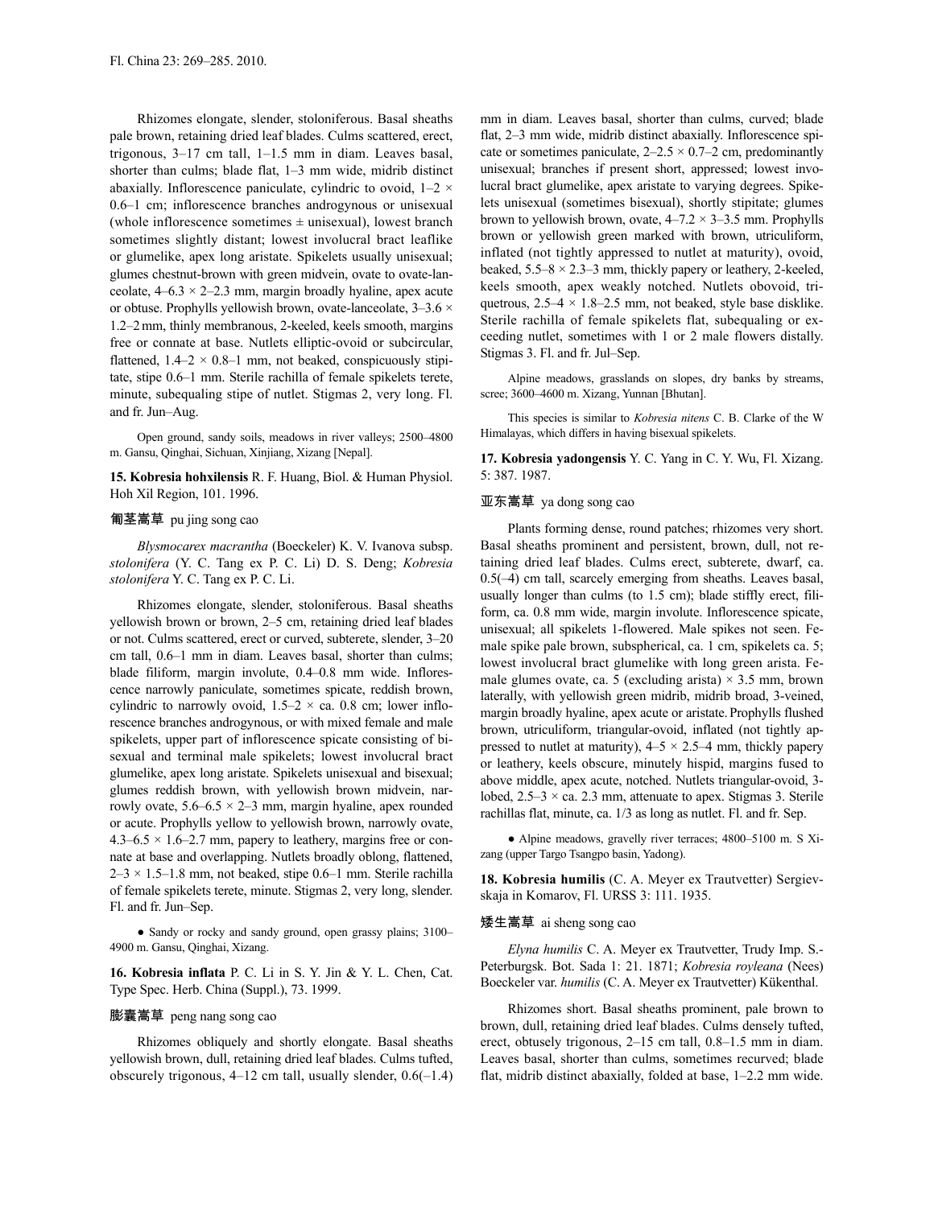Rhizomes elongate, slender, stoloniferous. Basal sheaths pale brown, retaining dried leaf blades. Culms scattered, erect, trigonous, 3–17 cm tall, 1–1.5 mm in diam. Leaves basal, shorter than culms; blade flat, 1–3 mm wide, midrib distinct abaxially. Inflorescence paniculate, cylindric to ovoid, 1–2 × 0.6–1 cm; inflorescence branches androgynous or unisexual (whole inflorescence sometimes ± unisexual), lowest branch sometimes slightly distant; lowest involucral bract leaflike or glumelike, apex long aristate. Spikelets usually unisexual; glumes chestnut-brown with green midvein, ovate to ovate-lanceolate, 4–6.3 × 2–2.3 mm, margin broadly hyaline, apex acute or obtuse. Prophylls yellowish brown, ovate-lanceolate, 3–3.6 × 1.2–2 mm, thinly membranous, 2-keeled, keels smooth, margins free or connate at base. Nutlets elliptic-ovoid or subcircular, flattened, 1.4–2 × 0.8–1 mm, not beaked, conspicuously stipitate, stipe 0.6–1 mm. Sterile rachilla of female spikelets terete, minute, subequaling stipe of nutlet. Stigmas 2, very long. Fl. and fr. Jun–Aug.

Open ground, sandy soils, meadows in river valleys; 2500–4800 m. Gansu, Qinghai, Sichuan, Xinjiang, Xizang [Nepal].

**15. Kobresia hohxilensis** R. F. Huang, Biol. & Human Physiol. Hoh Xil Region, 101. 1996.

## 匍茎嵩草 pu jing song cao

*Blysmocarex macrantha* (Boeckeler) K. V. Ivanova subsp. *stolonifera* (Y. C. Tang ex P. C. Li) D. S. Deng; *Kobresia stolonifera* Y. C. Tang ex P. C. Li.

Rhizomes elongate, slender, stoloniferous. Basal sheaths yellowish brown or brown, 2–5 cm, retaining dried leaf blades or not. Culms scattered, erect or curved, subterete, slender, 3–20 cm tall, 0.6–1 mm in diam. Leaves basal, shorter than culms; blade filiform, margin involute, 0.4–0.8 mm wide. Inflorescence narrowly paniculate, sometimes spicate, reddish brown, cylindric to narrowly ovoid, 1.5–2 × ca. 0.8 cm; lower inflorescence branches androgynous, or with mixed female and male spikelets, upper part of inflorescence spicate consisting of bisexual and terminal male spikelets; lowest involucral bract glumelike, apex long aristate. Spikelets unisexual and bisexual; glumes reddish brown, with yellowish brown midvein, narrowly ovate, 5.6–6.5 × 2–3 mm, margin hyaline, apex rounded or acute. Prophylls yellow to yellowish brown, narrowly ovate, 4.3–6.5 × 1.6–2.7 mm, papery to leathery, margins free or connate at base and overlapping. Nutlets broadly oblong, flattened, 2–3 × 1.5–1.8 mm, not beaked, stipe 0.6–1 mm. Sterile rachilla of female spikelets terete, minute. Stigmas 2, very long, slender. Fl. and fr. Jun–Sep.

● Sandy or rocky and sandy ground, open grassy plains; 3100–4900 m. Gansu, Qinghai, Xizang.

**16. Kobresia inflata** P. C. Li in S. Y. Jin & Y. L. Chen, Cat. Type Spec. Herb. China (Suppl.), 73. 1999.

## 膨囊嵩草 peng nang song cao

Rhizomes obliquely and shortly elongate. Basal sheaths yellowish brown, dull, retaining dried leaf blades. Culms tufted, obscurely trigonous, 4–12 cm tall, usually slender, 0.6(–1.4) mm in diam. Leaves basal, shorter than culms, curved; blade flat, 2–3 mm wide, midrib distinct abaxially. Inflorescence spicate or sometimes paniculate, 2–2.5 × 0.7–2 cm, predominantly unisexual; branches if present short, appressed; lowest involucral bract glumelike, apex aristate to varying degrees. Spikelets unisexual (sometimes bisexual), shortly stipitate; glumes brown to yellowish brown, ovate, 4–7.2 × 3–3.5 mm. Prophylls brown or yellowish green marked with brown, utriculiform, inflated (not tightly appressed to nutlet at maturity), ovoid, beaked, 5.5–8 × 2.3–3 mm, thickly papery or leathery, 2-keeled, keels smooth, apex weakly notched. Nutlets obovoid, triquetrous, 2.5–4 × 1.8–2.5 mm, not beaked, style base disklike. Sterile rachilla of female spikelets flat, subequaling or exceeding nutlet, sometimes with 1 or 2 male flowers distally. Stigmas 3. Fl. and fr. Jul–Sep.

Alpine meadows, grasslands on slopes, dry banks by streams, scree; 3600–4600 m. Xizang, Yunnan [Bhutan].

This species is similar to *Kobresia nitens* C. B. Clarke of the W Himalayas, which differs in having bisexual spikelets.

**17. Kobresia yadongensis** Y. C. Yang in C. Y. Wu, Fl. Xizang. 5: 387. 1987.

## 亚东嵩草 ya dong song cao

Plants forming dense, round patches; rhizomes very short. Basal sheaths prominent and persistent, brown, dull, not retaining dried leaf blades. Culms erect, subterete, dwarf, ca. 0.5(–4) cm tall, scarcely emerging from sheaths. Leaves basal, usually longer than culms (to 1.5 cm); blade stiffly erect, filiform, ca. 0.8 mm wide, margin involute. Inflorescence spicate, unisexual; all spikelets 1-flowered. Male spikes not seen. Female spike pale brown, subspherical, ca. 1 cm, spikelets ca. 5; lowest involucral bract glumelike with long green arista. Female glumes ovate, ca. 5 (excluding arista) × 3.5 mm, brown laterally, with yellowish green midrib, midrib broad, 3-veined, margin broadly hyaline, apex acute or aristate. Prophylls flushed brown, utriculiform, triangular-ovoid, inflated (not tightly appressed to nutlet at maturity), 4–5 × 2.5–4 mm, thickly papery or leathery, keels obscure, minutely hispid, margins fused to above middle, apex acute, notched. Nutlets triangular-ovoid, 3-lobed, 2.5–3 × ca. 2.3 mm, attenuate to apex. Stigmas 3. Sterile rachillas flat, minute, ca. 1/3 as long as nutlet. Fl. and fr. Sep.

● Alpine meadows, gravelly river terraces; 4800–5100 m. S Xizang (upper Targo Tsangpo basin, Yadong).

**18. Kobresia humilis** (C. A. Meyer ex Trautvetter) Sergievskaja in Komarov, Fl. URSS 3: 111. 1935.

## 矮生嵩草 ai sheng song cao

*Elyna humilis* C. A. Meyer ex Trautvetter, Trudy Imp. S.-Peterburgsk. Bot. Sada 1: 21. 1871; *Kobresia royleana* (Nees) Boeckeler var. *humilis* (C. A. Meyer ex Trautvetter) Kükenthal.

Rhizomes short. Basal sheaths prominent, pale brown to brown, dull, retaining dried leaf blades. Culms densely tufted, erect, obtusely trigonous, 2–15 cm tall, 0.8–1.5 mm in diam. Leaves basal, shorter than culms, sometimes recurved; blade flat, midrib distinct abaxially, folded at base, 1–2.2 mm wide.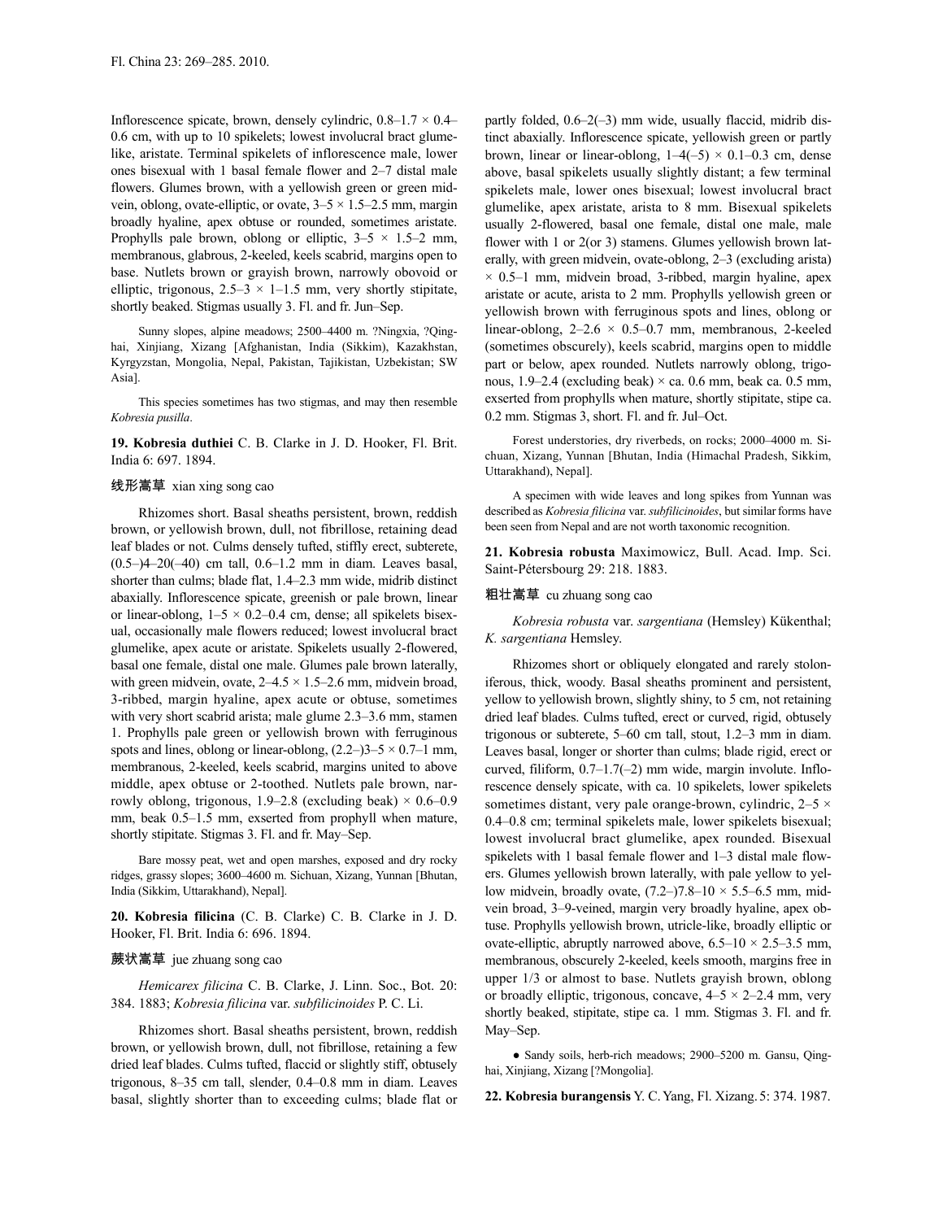Inflorescence spicate, brown, densely cylindric, 0.8–1.7 × 0.4–0.6 cm, with up to 10 spikelets; lowest involucral bract glumelike, aristate. Terminal spikelets of inflorescence male, lower ones bisexual with 1 basal female flower and 2–7 distal male flowers. Glumes brown, with a yellowish green or green midvein, oblong, ovate-elliptic, or ovate, 3–5 × 1.5–2.5 mm, margin broadly hyaline, apex obtuse or rounded, sometimes aristate. Prophylls pale brown, oblong or elliptic, 3–5 × 1.5–2 mm, membranous, glabrous, 2-keeled, keels scabrid, margins open to base. Nutlets brown or grayish brown, narrowly obovoid or elliptic, trigonous, 2.5–3 × 1–1.5 mm, very shortly stipitate, shortly beaked. Stigmas usually 3. Fl. and fr. Jun–Sep.

Sunny slopes, alpine meadows; 2500–4400 m. ?Ningxia, ?Qinghai, Xinjiang, Xizang [Afghanistan, India (Sikkim), Kazakhstan, Kyrgyzstan, Mongolia, Nepal, Pakistan, Tajikistan, Uzbekistan; SW Asia].

This species sometimes has two stigmas, and may then resemble *Kobresia pusilla*.

**19. Kobresia duthiei** C. B. Clarke in J. D. Hooker, Fl. Brit. India 6: 697. 1894.

线形嵩草 xian xing song cao

Rhizomes short. Basal sheaths persistent, brown, reddish brown, or yellowish brown, dull, not fibrillose, retaining dead leaf blades or not. Culms densely tufted, stiffly erect, subterete, (0.5–)4–20(–40) cm tall, 0.6–1.2 mm in diam. Leaves basal, shorter than culms; blade flat, 1.4–2.3 mm wide, midrib distinct abaxially. Inflorescence spicate, greenish or pale brown, linear or linear-oblong, 1–5 × 0.2–0.4 cm, dense; all spikelets bisexual, occasionally male flowers reduced; lowest involucral bract glumelike, apex acute or aristate. Spikelets usually 2-flowered, basal one female, distal one male. Glumes pale brown laterally, with green midvein, ovate, 2–4.5 × 1.5–2.6 mm, midvein broad, 3-ribbed, margin hyaline, apex acute or obtuse, sometimes with very short scabrid arista; male glume 2.3–3.6 mm, stamen 1. Prophylls pale green or yellowish brown with ferruginous spots and lines, oblong or linear-oblong, (2.2–)3–5 × 0.7–1 mm, membranous, 2-keeled, keels scabrid, margins united to above middle, apex obtuse or 2-toothed. Nutlets pale brown, narrowly oblong, trigonous, 1.9–2.8 (excluding beak) × 0.6–0.9 mm, beak 0.5–1.5 mm, exserted from prophyll when mature, shortly stipitate. Stigmas 3. Fl. and fr. May–Sep.

Bare mossy peat, wet and open marshes, exposed and dry rocky ridges, grassy slopes; 3600–4600 m. Sichuan, Xizang, Yunnan [Bhutan, India (Sikkim, Uttarakhand), Nepal].

**20. Kobresia filicina** (C. B. Clarke) C. B. Clarke in J. D. Hooker, Fl. Brit. India 6: 696. 1894.

蕨状嵩草 jue zhuang song cao

*Hemicarex filicina* C. B. Clarke, J. Linn. Soc., Bot. 20: 384. 1883; *Kobresia filicina* var. *subfilicinoides* P. C. Li.

Rhizomes short. Basal sheaths persistent, brown, reddish brown, or yellowish brown, dull, not fibrillose, retaining a few dried leaf blades. Culms tufted, flaccid or slightly stiff, obtusely trigonous, 8–35 cm tall, slender, 0.4–0.8 mm in diam. Leaves basal, slightly shorter than to exceeding culms; blade flat or partly folded, 0.6–2(–3) mm wide, usually flaccid, midrib distinct abaxially. Inflorescence spicate, yellowish green or partly brown, linear or linear-oblong, 1–4(–5) × 0.1–0.3 cm, dense above, basal spikelets usually slightly distant; a few terminal spikelets male, lower ones bisexual; lowest involucral bract glumelike, apex aristate, arista to 8 mm. Bisexual spikelets usually 2-flowered, basal one female, distal one male, male flower with 1 or 2(or 3) stamens. Glumes yellowish brown laterally, with green midvein, ovate-oblong, 2–3 (excluding arista) × 0.5–1 mm, midvein broad, 3-ribbed, margin hyaline, apex aristate or acute, arista to 2 mm. Prophylls yellowish green or yellowish brown with ferruginous spots and lines, oblong or linear-oblong, 2–2.6 × 0.5–0.7 mm, membranous, 2-keeled (sometimes obscurely), keels scabrid, margins open to middle part or below, apex rounded. Nutlets narrowly oblong, trigonous, 1.9–2.4 (excluding beak) × ca. 0.6 mm, beak ca. 0.5 mm, exserted from prophylls when mature, shortly stipitate, stipe ca. 0.2 mm. Stigmas 3, short. Fl. and fr. Jul–Oct.

Forest understories, dry riverbeds, on rocks; 2000–4000 m. Sichuan, Xizang, Yunnan [Bhutan, India (Himachal Pradesh, Sikkim, Uttarakhand), Nepal].

A specimen with wide leaves and long spikes from Yunnan was described as *Kobresia filicina* var. *subfilicinoides*, but similar forms have been seen from Nepal and are not worth taxonomic recognition.

**21. Kobresia robusta** Maximowicz, Bull. Acad. Imp. Sci. Saint-Pétersbourg 29: 218. 1883.

粗壮嵩草 cu zhuang song cao

*Kobresia robusta* var. *sargentiana* (Hemsley) Kükenthal; *K. sargentiana* Hemsley.

Rhizomes short or obliquely elongated and rarely stoloniferous, thick, woody. Basal sheaths prominent and persistent, yellow to yellowish brown, slightly shiny, to 5 cm, not retaining dried leaf blades. Culms tufted, erect or curved, rigid, obtusely trigonous or subterete, 5–60 cm tall, stout, 1.2–3 mm in diam. Leaves basal, longer or shorter than culms; blade rigid, erect or curved, filiform, 0.7–1.7(–2) mm wide, margin involute. Inflorescence densely spicate, with ca. 10 spikelets, lower spikelets sometimes distant, very pale orange-brown, cylindric, 2–5 × 0.4–0.8 cm; terminal spikelets male, lower spikelets bisexual; lowest involucral bract glumelike, apex rounded. Bisexual spikelets with 1 basal female flower and 1–3 distal male flowers. Glumes yellowish brown laterally, with pale yellow to yellow midvein, broadly ovate, (7.2–)7.8–10 × 5.5–6.5 mm, midvein broad, 3–9-veined, margin very broadly hyaline, apex obtuse. Prophylls yellowish brown, utricle-like, broadly elliptic or ovate-elliptic, abruptly narrowed above, 6.5–10 × 2.5–3.5 mm, membranous, obscurely 2-keeled, keels smooth, margins free in upper 1/3 or almost to base. Nutlets grayish brown, oblong or broadly elliptic, trigonous, concave, 4–5 × 2–2.4 mm, very shortly beaked, stipitate, stipe ca. 1 mm. Stigmas 3. Fl. and fr. May–Sep.

● Sandy soils, herb-rich meadows; 2900–5200 m. Gansu, Qinghai, Xinjiang, Xizang [?Mongolia].

**22. Kobresia burangensis** Y. C. Yang, Fl. Xizang. 5: 374. 1987.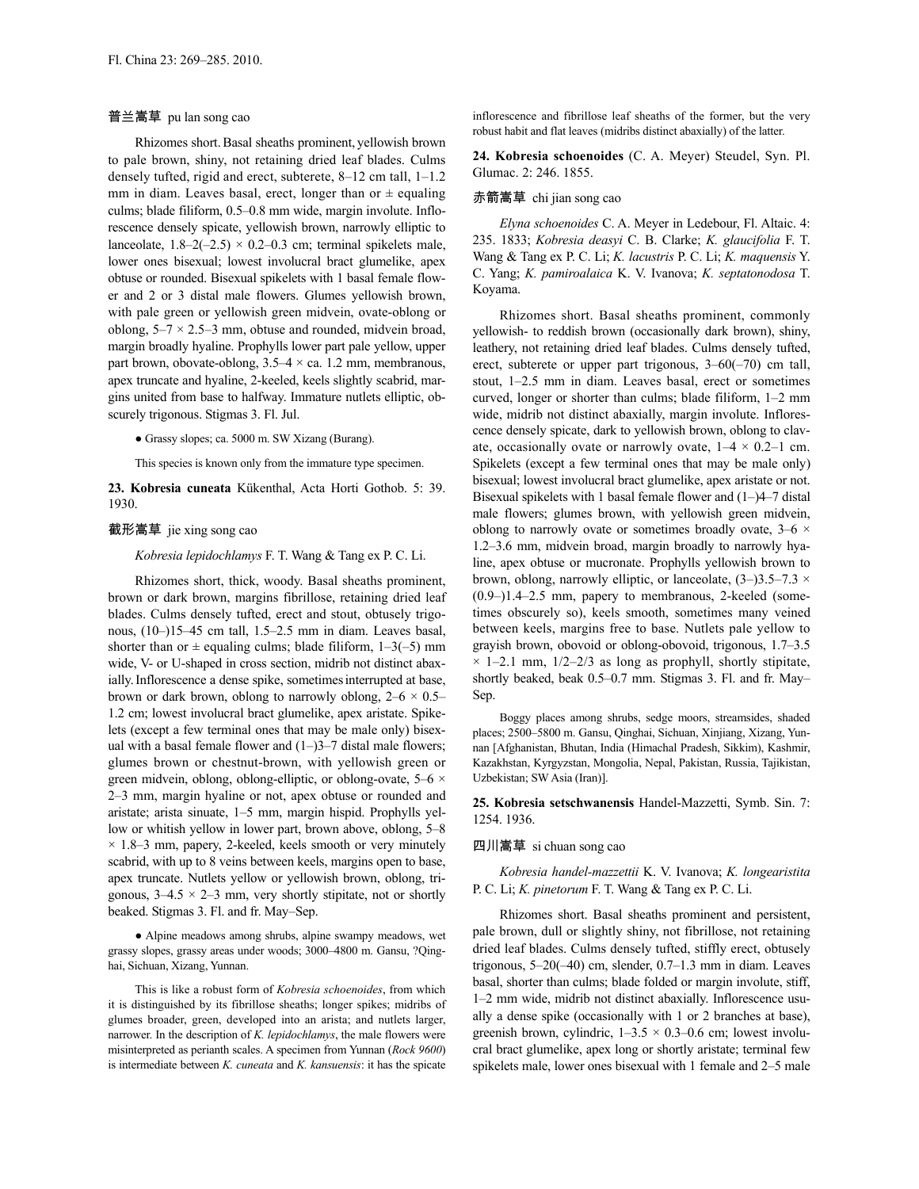普兰嵩草 pu lan song cao

Rhizomes short. Basal sheaths prominent, yellowish brown to pale brown, shiny, not retaining dried leaf blades. Culms densely tufted, rigid and erect, subterete, 8–12 cm tall, 1–1.2 mm in diam. Leaves basal, erect, longer than or ± equaling culms; blade filiform, 0.5–0.8 mm wide, margin involute. Inflorescence densely spicate, yellowish brown, narrowly elliptic to lanceolate, 1.8–2(–2.5) × 0.2–0.3 cm; terminal spikelets male, lower ones bisexual; lowest involucral bract glumelike, apex obtuse or rounded. Bisexual spikelets with 1 basal female flower and 2 or 3 distal male flowers. Glumes yellowish brown, with pale green or yellowish green midvein, ovate-oblong or oblong, 5–7 × 2.5–3 mm, obtuse and rounded, midvein broad, margin broadly hyaline. Prophylls lower part pale yellow, upper part brown, obovate-oblong, 3.5–4 × ca. 1.2 mm, membranous, apex truncate and hyaline, 2-keeled, keels slightly scabrid, margins united from base to halfway. Immature nutlets elliptic, obscurely trigonous. Stigmas 3. Fl. Jul.

● Grassy slopes; ca. 5000 m. SW Xizang (Burang).

This species is known only from the immature type specimen.

**23. Kobresia cuneata** Kükenthal, Acta Horti Gothob. 5: 39. 1930.

截形嵩草 jie xing song cao

*Kobresia lepidochlamys* F. T. Wang & Tang ex P. C. Li.

Rhizomes short, thick, woody. Basal sheaths prominent, brown or dark brown, margins fibrillose, retaining dried leaf blades. Culms densely tufted, erect and stout, obtusely trigonous, (10–)15–45 cm tall, 1.5–2.5 mm in diam. Leaves basal, shorter than or ± equaling culms; blade filiform, 1–3(–5) mm wide, V- or U-shaped in cross section, midrib not distinct abaxially. Inflorescence a dense spike, sometimes interrupted at base, brown or dark brown, oblong to narrowly oblong, 2–6 × 0.5–1.2 cm; lowest involucral bract glumelike, apex aristate. Spikelets (except a few terminal ones that may be male only) bisexual with a basal female flower and (1–)3–7 distal male flowers; glumes brown or chestnut-brown, with yellowish green or green midvein, oblong, oblong-elliptic, or oblong-ovate, 5–6 × 2–3 mm, margin hyaline or not, apex obtuse or rounded and aristate; arista sinuate, 1–5 mm, margin hispid. Prophylls yellow or whitish yellow in lower part, brown above, oblong, 5–8 × 1.8–3 mm, papery, 2-keeled, keels smooth or very minutely scabrid, with up to 8 veins between keels, margins open to base, apex truncate. Nutlets yellow or yellowish brown, oblong, trigonous, 3–4.5 × 2–3 mm, very shortly stipitate, not or shortly beaked. Stigmas 3. Fl. and fr. May–Sep.

● Alpine meadows among shrubs, alpine swampy meadows, wet grassy slopes, grassy areas under woods; 3000–4800 m. Gansu, ?Qinghai, Sichuan, Xizang, Yunnan.

This is like a robust form of *Kobresia schoenoides*, from which it is distinguished by its fibrillose sheaths; longer spikes; midribs of glumes broader, green, developed into an arista; and nutlets larger, narrower. In the description of *K. lepidochlamys*, the male flowers were misinterpreted as perianth scales. A specimen from Yunnan (*Rock 9600*) is intermediate between *K. cuneata* and *K. kansuensis*: it has the spicate inflorescence and fibrillose leaf sheaths of the former, but the very robust habit and flat leaves (midribs distinct abaxially) of the latter.

**24. Kobresia schoenoides** (C. A. Meyer) Steudel, Syn. Pl. Glumac. 2: 246. 1855.

赤箭嵩草 chi jian song cao

*Elyna schoenoides* C. A. Meyer in Ledebour, Fl. Altaic. 4: 235. 1833; *Kobresia deasyi* C. B. Clarke; *K. glaucifolia* F. T. Wang & Tang ex P. C. Li; *K. lacustris* P. C. Li; *K. maquensis* Y. C. Yang; *K. pamiroalaica* K. V. Ivanova; *K. septatonodosa* T. Koyama.

Rhizomes short. Basal sheaths prominent, commonly yellowish- to reddish brown (occasionally dark brown), shiny, leathery, not retaining dried leaf blades. Culms densely tufted, erect, subterete or upper part trigonous, 3–60(–70) cm tall, stout, 1–2.5 mm in diam. Leaves basal, erect or sometimes curved, longer or shorter than culms; blade filiform, 1–2 mm wide, midrib not distinct abaxially, margin involute. Inflorescence densely spicate, dark to yellowish brown, oblong to clavate, occasionally ovate or narrowly ovate, 1–4 × 0.2–1 cm. Spikelets (except a few terminal ones that may be male only) bisexual; lowest involucral bract glumelike, apex aristate or not. Bisexual spikelets with 1 basal female flower and (1–)4–7 distal male flowers; glumes brown, with yellowish green midvein, oblong to narrowly ovate or sometimes broadly ovate, 3–6 × 1.2–3.6 mm, midvein broad, margin broadly to narrowly hyaline, apex obtuse or mucronate. Prophylls yellowish brown to brown, oblong, narrowly elliptic, or lanceolate, (3–)3.5–7.3 × (0.9–)1.4–2.5 mm, papery to membranous, 2-keeled (sometimes obscurely so), keels smooth, sometimes many veined between keels, margins free to base. Nutlets pale yellow to grayish brown, obovoid or oblong-obovoid, trigonous, 1.7–3.5 × 1–2.1 mm, 1/2–2/3 as long as prophyll, shortly stipitate, shortly beaked, beak 0.5–0.7 mm. Stigmas 3. Fl. and fr. May–Sep.

Boggy places among shrubs, sedge moors, streamsides, shaded places; 2500–5800 m. Gansu, Qinghai, Sichuan, Xinjiang, Xizang, Yunnan [Afghanistan, Bhutan, India (Himachal Pradesh, Sikkim), Kashmir, Kazakhstan, Kyrgyzstan, Mongolia, Nepal, Pakistan, Russia, Tajikistan, Uzbekistan; SW Asia (Iran)].

**25. Kobresia setschwanensis** Handel-Mazzetti, Symb. Sin. 7: 1254. 1936.

四川嵩草 si chuan song cao

*Kobresia handel-mazzettii* K. V. Ivanova; *K. longearistita* P. C. Li; *K. pinetorum* F. T. Wang & Tang ex P. C. Li.

Rhizomes short. Basal sheaths prominent and persistent, pale brown, dull or slightly shiny, not fibrillose, not retaining dried leaf blades. Culms densely tufted, stiffly erect, obtusely trigonous, 5–20(–40) cm, slender, 0.7–1.3 mm in diam. Leaves basal, shorter than culms; blade folded or margin involute, stiff, 1–2 mm wide, midrib not distinct abaxially. Inflorescence usually a dense spike (occasionally with 1 or 2 branches at base), greenish brown, cylindric, 1–3.5 × 0.3–0.6 cm; lowest involucral bract glumelike, apex long or shortly aristate; terminal few spikelets male, lower ones bisexual with 1 female and 2–5 male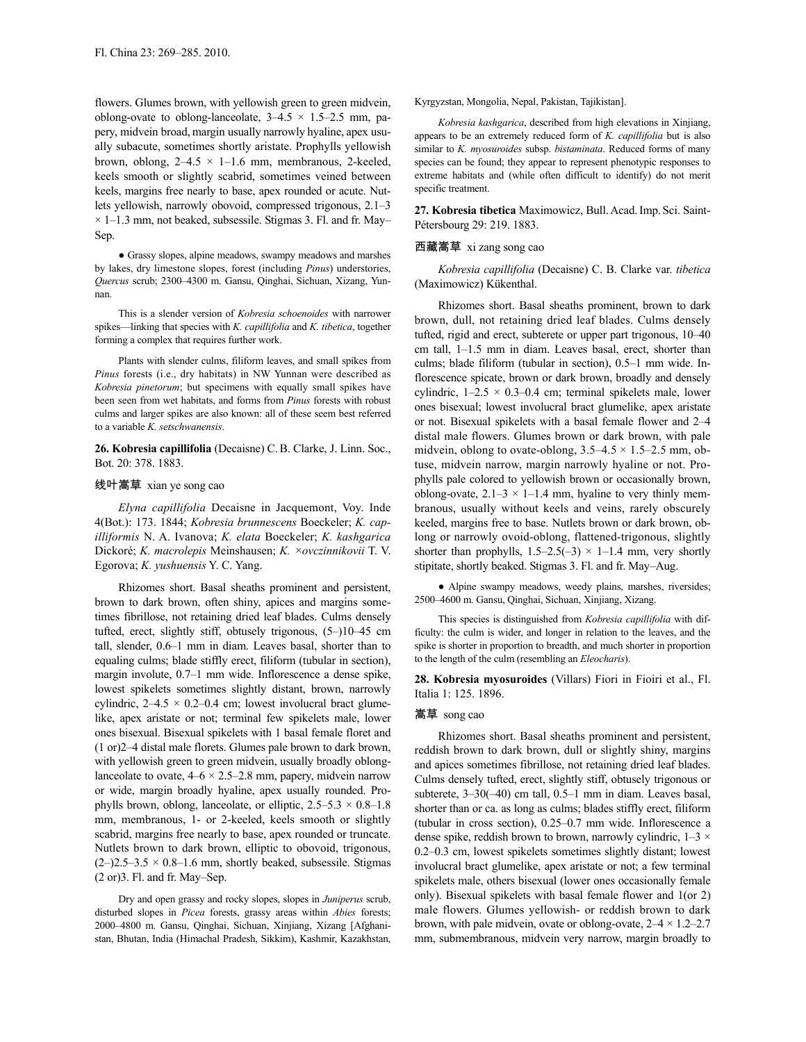flowers. Glumes brown, with yellowish green to green midvein, oblong-ovate to oblong-lanceolate, 3–4.5 × 1.5–2.5 mm, papery, midvein broad, margin usually narrowly hyaline, apex usually subacute, sometimes shortly aristate. Prophylls yellowish brown, oblong, 2–4.5 × 1–1.6 mm, membranous, 2-keeled, keels smooth or slightly scabrid, sometimes veined between keels, margins free nearly to base, apex rounded or acute. Nutlets yellowish, narrowly obovoid, compressed trigonous, 2.1–3 × 1–1.3 mm, not beaked, subsessile. Stigmas 3. Fl. and fr. May–Sep.

● Grassy slopes, alpine meadows, swampy meadows and marshes by lakes, dry limestone slopes, forest (including *Pinus*) understories, *Quercus* scrub; 2300–4300 m. Gansu, Qinghai, Sichuan, Xizang, Yunnan.

This is a slender version of *Kobresia schoenoides* with narrower spikes—linking that species with *K. capillifolia* and *K. tibetica*, together forming a complex that requires further work.

Plants with slender culms, filiform leaves, and small spikes from *Pinus* forests (i.e., dry habitats) in NW Yunnan were described as *Kobresia pinetorum*; but specimens with equally small spikes have been seen from wet habitats, and forms from *Pinus* forests with robust culms and larger spikes are also known: all of these seem best referred to a variable *K. setschwanensis*.

**26. Kobresia capillifolia** (Decaisne) C. B. Clarke, J. Linn. Soc., Bot. 20: 378. 1883.

线叶嵩草 xian ye song cao

*Elyna capillifolia* Decaisne in Jacquemont, Voy. Inde 4(Bot.): 173. 1844; *Kobresia brunnescens* Boeckeler; *K. capilliformis* N. A. Ivanova; *K. elata* Boeckeler; *K. kashgarica* Dickoré; *K. macrolepis* Meinshausen; *K. ×ovczinnikovii* T. V. Egorova; *K. yushuensis* Y. C. Yang.

Rhizomes short. Basal sheaths prominent and persistent, brown to dark brown, often shiny, apices and margins sometimes fibrillose, not retaining dried leaf blades. Culms densely tufted, erect, slightly stiff, obtusely trigonous, (5–)10–45 cm tall, slender, 0.6–1 mm in diam. Leaves basal, shorter than to equaling culms; blade stiffly erect, filiform (tubular in section), margin involute, 0.7–1 mm wide. Inflorescence a dense spike, lowest spikelets sometimes slightly distant, brown, narrowly cylindric, 2–4.5 × 0.2–0.4 cm; lowest involucral bract glumelike, apex aristate or not; terminal few spikelets male, lower ones bisexual. Bisexual spikelets with 1 basal female floret and (1 or)2–4 distal male florets. Glumes pale brown to dark brown, with yellowish green to green midvein, usually broadly oblong-lanceolate to ovate, 4–6 × 2.5–2.8 mm, papery, midvein narrow or wide, margin broadly hyaline, apex usually rounded. Prophylls brown, oblong, lanceolate, or elliptic, 2.5–5.3 × 0.8–1.8 mm, membranous, 1- or 2-keeled, keels smooth or slightly scabrid, margins free nearly to base, apex rounded or truncate. Nutlets brown to dark brown, elliptic to obovoid, trigonous, (2–)2.5–3.5 × 0.8–1.6 mm, shortly beaked, subsessile. Stigmas (2 or)3. Fl. and fr. May–Sep.

Dry and open grassy and rocky slopes, slopes in *Juniperus* scrub, disturbed slopes in *Picea* forests, grassy areas within *Abies* forests; 2000–4800 m. Gansu, Qinghai, Sichuan, Xinjiang, Xizang [Afghanistan, Bhutan, India (Himachal Pradesh, Sikkim), Kashmir, Kazakhstan, Kyrgyzstan, Mongolia, Nepal, Pakistan, Tajikistan].

*Kobresia kashgarica*, described from high elevations in Xinjiang, appears to be an extremely reduced form of *K. capillifolia* but is also similar to *K. myosuroides* subsp. *bistaminata*. Reduced forms of many species can be found; they appear to represent phenotypic responses to extreme habitats and (while often difficult to identify) do not merit specific treatment.

**27. Kobresia tibetica** Maximowicz, Bull. Acad. Imp. Sci. Saint-Pétersbourg 29: 219. 1883.

西藏嵩草 xi zang song cao

*Kobresia capillifolia* (Decaisne) C. B. Clarke var. *tibetica* (Maximowicz) Kükenthal.

Rhizomes short. Basal sheaths prominent, brown to dark brown, dull, not retaining dried leaf blades. Culms densely tufted, rigid and erect, subterete or upper part trigonous, 10–40 cm tall, 1–1.5 mm in diam. Leaves basal, erect, shorter than culms; blade filiform (tubular in section), 0.5–1 mm wide. Inflorescence spicate, brown or dark brown, broadly and densely cylindric, 1–2.5 × 0.3–0.4 cm; terminal spikelets male, lower ones bisexual; lowest involucral bract glumelike, apex aristate or not. Bisexual spikelets with a basal female flower and 2–4 distal male flowers. Glumes brown or dark brown, with pale midvein, oblong to ovate-oblong, 3.5–4.5 × 1.5–2.5 mm, obtuse, midvein narrow, margin narrowly hyaline or not. Prophylls pale colored to yellowish brown or occasionally brown, oblong-ovate, 2.1–3 × 1–1.4 mm, hyaline to very thinly membranous, usually without keels and veins, rarely obscurely keeled, margins free to base. Nutlets brown or dark brown, oblong or narrowly ovoid-oblong, flattened-trigonous, slightly shorter than prophylls, 1.5–2.5(–3) × 1–1.4 mm, very shortly stipitate, shortly beaked. Stigmas 3. Fl. and fr. May–Aug.

● Alpine swampy meadows, weedy plains, marshes, riversides; 2500–4600 m. Gansu, Qinghai, Sichuan, Xinjiang, Xizang.

This species is distinguished from *Kobresia capillifolia* with difficulty: the culm is wider, and longer in relation to the leaves, and the spike is shorter in proportion to breadth, and much shorter in proportion to the length of the culm (resembling an *Eleocharis*).

**28. Kobresia myosuroides** (Villars) Fiori in Fioiri et al., Fl. Italia 1: 125. 1896.

嵩草 song cao

Rhizomes short. Basal sheaths prominent and persistent, reddish brown to dark brown, dull or slightly shiny, margins and apices sometimes fibrillose, not retaining dried leaf blades. Culms densely tufted, erect, slightly stiff, obtusely trigonous or subterete, 3–30(–40) cm tall, 0.5–1 mm in diam. Leaves basal, shorter than or ca. as long as culms; blades stiffly erect, filiform (tubular in cross section), 0.25–0.7 mm wide. Inflorescence a dense spike, reddish brown to brown, narrowly cylindric, 1–3 × 0.2–0.3 cm, lowest spikelets sometimes slightly distant; lowest involucral bract glumelike, apex aristate or not; a few terminal spikelets male, others bisexual (lower ones occasionally female only). Bisexual spikelets with basal female flower and 1(or 2) male flowers. Glumes yellowish- or reddish brown to dark brown, with pale midvein, ovate or oblong-ovate, 2–4 × 1.2–2.7 mm, submembranous, midvein very narrow, margin broadly to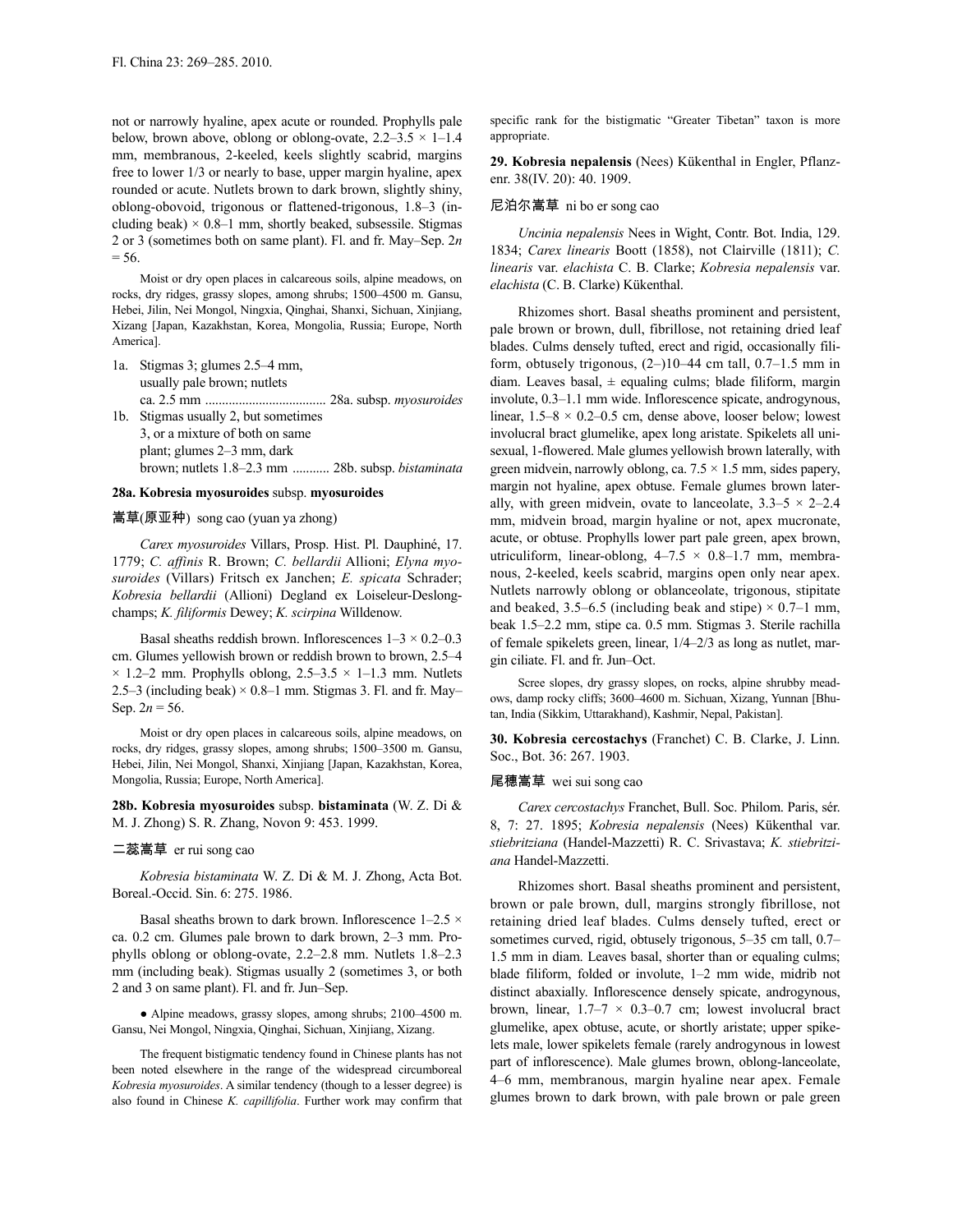not or narrowly hyaline, apex acute or rounded. Prophylls pale below, brown above, oblong or oblong-ovate, 2.2–3.5 × 1–1.4 mm, membranous, 2-keeled, keels slightly scabrid, margins free to lower 1/3 or nearly to base, upper margin hyaline, apex rounded or acute. Nutlets brown to dark brown, slightly shiny, oblong-obovoid, trigonous or flattened-trigonous, 1.8–3 (including beak) × 0.8–1 mm, shortly beaked, subsessile. Stigmas 2 or 3 (sometimes both on same plant). Fl. and fr. May–Sep. 2*n* = 56.

Moist or dry open places in calcareous soils, alpine meadows, on rocks, dry ridges, grassy slopes, among shrubs; 1500–4500 m. Gansu, Hebei, Jilin, Nei Mongol, Ningxia, Qinghai, Shanxi, Sichuan, Xinjiang, Xizang [Japan, Kazakhstan, Korea, Mongolia, Russia; Europe, North America].

1a. Stigmas 3; glumes 2.5–4 mm, usually pale brown; nutlets ca. 2.5 mm .................................... 28a. subsp. *myosuroides*

1b. Stigmas usually 2, but sometimes 3, or a mixture of both on same plant; glumes 2–3 mm, dark brown; nutlets 1.8–2.3 mm ........... 28b. subsp. *bistaminata*

**28a. Kobresia myosuroides** subsp. **myosuroides**

嵩草(原亚种) song cao (yuan ya zhong)

*Carex myosuroides* Villars, Prosp. Hist. Pl. Dauphiné, 17. 1779; *C. affinis* R. Brown; *C. bellardii* Allioni; *Elyna myosuroides* (Villars) Fritsch ex Janchen; *E. spicata* Schrader; *Kobresia bellardii* (Allioni) Degland ex Loiseleur-Deslongchamps; *K. filiformis* Dewey; *K. scirpina* Willdenow.

Basal sheaths reddish brown. Inflorescences 1–3 × 0.2–0.3 cm. Glumes yellowish brown or reddish brown to brown, 2.5–4 × 1.2–2 mm. Prophylls oblong, 2.5–3.5 × 1–1.3 mm. Nutlets 2.5–3 (including beak) × 0.8–1 mm. Stigmas 3. Fl. and fr. May–Sep. 2*n* = 56.

Moist or dry open places in calcareous soils, alpine meadows, on rocks, dry ridges, grassy slopes, among shrubs; 1500–3500 m. Gansu, Hebei, Jilin, Nei Mongol, Shanxi, Xinjiang [Japan, Kazakhstan, Korea, Mongolia, Russia; Europe, North America].

**28b. Kobresia myosuroides** subsp. **bistaminata** (W. Z. Di & M. J. Zhong) S. R. Zhang, Novon 9: 453. 1999.

二蕊嵩草 er rui song cao

*Kobresia bistaminata* W. Z. Di & M. J. Zhong, Acta Bot. Boreal.-Occid. Sin. 6: 275. 1986.

Basal sheaths brown to dark brown. Inflorescence 1–2.5 × ca. 0.2 cm. Glumes pale brown to dark brown, 2–3 mm. Prophylls oblong or oblong-ovate, 2.2–2.8 mm. Nutlets 1.8–2.3 mm (including beak). Stigmas usually 2 (sometimes 3, or both 2 and 3 on same plant). Fl. and fr. Jun–Sep.

● Alpine meadows, grassy slopes, among shrubs; 2100–4500 m. Gansu, Nei Mongol, Ningxia, Qinghai, Sichuan, Xinjiang, Xizang.

The frequent bistigmatic tendency found in Chinese plants has not been noted elsewhere in the range of the widespread circumboreal *Kobresia myosuroides*. A similar tendency (though to a lesser degree) is also found in Chinese *K. capillifolia*. Further work may confirm that specific rank for the bistigmatic "Greater Tibetan" taxon is more appropriate.

**29. Kobresia nepalensis** (Nees) Kükenthal in Engler, Pflanzenr. 38(IV. 20): 40. 1909.

尼泊尔嵩草 ni bo er song cao

*Uncinia nepalensis* Nees in Wight, Contr. Bot. India, 129. 1834; *Carex linearis* Boott (1858), not Clairville (1811); *C. linearis* var. *elachista* C. B. Clarke; *Kobresia nepalensis* var. *elachista* (C. B. Clarke) Kükenthal.

Rhizomes short. Basal sheaths prominent and persistent, pale brown or brown, dull, fibrillose, not retaining dried leaf blades. Culms densely tufted, erect and rigid, occasionally filiform, obtusely trigonous, (2–)10–44 cm tall, 0.7–1.5 mm in diam. Leaves basal, ± equaling culms; blade filiform, margin involute, 0.3–1.1 mm wide. Inflorescence spicate, androgynous, linear, 1.5–8 × 0.2–0.5 cm, dense above, looser below; lowest involucral bract glumelike, apex long aristate. Spikelets all unisexual, 1-flowered. Male glumes yellowish brown laterally, with green midvein, narrowly oblong, ca. 7.5 × 1.5 mm, sides papery, margin not hyaline, apex obtuse. Female glumes brown laterally, with green midvein, ovate to lanceolate, 3.3–5 × 2–2.4 mm, midvein broad, margin hyaline or not, apex mucronate, acute, or obtuse. Prophylls lower part pale green, apex brown, utriculiform, linear-oblong, 4–7.5 × 0.8–1.7 mm, membranous, 2-keeled, keels scabrid, margins open only near apex. Nutlets narrowly oblong or oblanceolate, trigonous, stipitate and beaked, 3.5–6.5 (including beak and stipe) × 0.7–1 mm, beak 1.5–2.2 mm, stipe ca. 0.5 mm. Stigmas 3. Sterile rachilla of female spikelets green, linear, 1/4–2/3 as long as nutlet, margin ciliate. Fl. and fr. Jun–Oct.

Scree slopes, dry grassy slopes, on rocks, alpine shrubby meadows, damp rocky cliffs; 3600–4600 m. Sichuan, Xizang, Yunnan [Bhutan, India (Sikkim, Uttarakhand), Kashmir, Nepal, Pakistan].

**30. Kobresia cercostachys** (Franchet) C. B. Clarke, J. Linn. Soc., Bot. 36: 267. 1903.

尾穗嵩草 wei sui song cao

*Carex cercostachys* Franchet, Bull. Soc. Philom. Paris, sér. 8, 7: 27. 1895; *Kobresia nepalensis* (Nees) Kükenthal var. *stiebritziana* (Handel-Mazzetti) R. C. Srivastava; *K. stiebritziana* Handel-Mazzetti.

Rhizomes short. Basal sheaths prominent and persistent, brown or pale brown, dull, margins strongly fibrillose, not retaining dried leaf blades. Culms densely tufted, erect or sometimes curved, rigid, obtusely trigonous, 5–35 cm tall, 0.7–1.5 mm in diam. Leaves basal, shorter than or equaling culms; blade filiform, folded or involute, 1–2 mm wide, midrib not distinct abaxially. Inflorescence densely spicate, androgynous, brown, linear, 1.7–7 × 0.3–0.7 cm; lowest involucral bract glumelike, apex obtuse, acute, or shortly aristate; upper spikelets male, lower spikelets female (rarely androgynous in lowest part of inflorescence). Male glumes brown, oblong-lanceolate, 4–6 mm, membranous, margin hyaline near apex. Female glumes brown to dark brown, with pale brown or pale green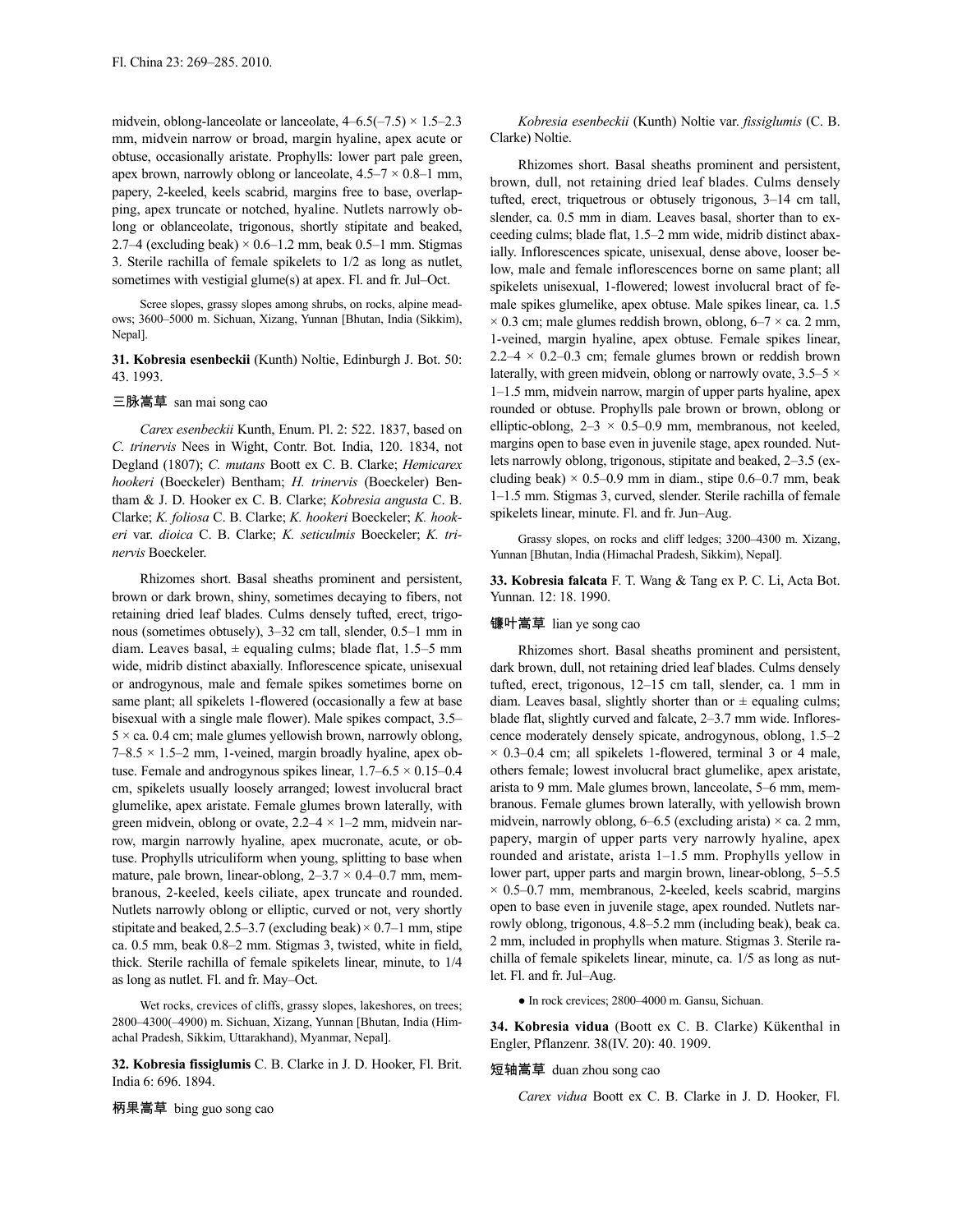midvein, oblong-lanceolate or lanceolate, 4–6.5(–7.5) × 1.5–2.3 mm, midvein narrow or broad, margin hyaline, apex acute or obtuse, occasionally aristate. Prophylls: lower part pale green, apex brown, narrowly oblong or lanceolate, 4.5–7 × 0.8–1 mm, papery, 2-keeled, keels scabrid, margins free to base, overlapping, apex truncate or notched, hyaline. Nutlets narrowly oblong or oblanceolate, trigonous, shortly stipitate and beaked, 2.7–4 (excluding beak) × 0.6–1.2 mm, beak 0.5–1 mm. Stigmas 3. Sterile rachilla of female spikelets to 1/2 as long as nutlet, sometimes with vestigial glume(s) at apex. Fl. and fr. Jul–Oct.

Scree slopes, grassy slopes among shrubs, on rocks, alpine meadows; 3600–5000 m. Sichuan, Xizang, Yunnan [Bhutan, India (Sikkim), Nepal].

**31. Kobresia esenbeckii** (Kunth) Noltie, Edinburgh J. Bot. 50: 43. 1993.

三脉嵩草 san mai song cao

*Carex esenbeckii* Kunth, Enum. Pl. 2: 522. 1837, based on *C. trinervis* Nees in Wight, Contr. Bot. India, 120. 1834, not Degland (1807); *C. mutans* Boott ex C. B. Clarke; *Hemicarex hookeri* (Boeckeler) Bentham; *H. trinervis* (Boeckeler) Bentham & J. D. Hooker ex C. B. Clarke; *Kobresia angusta* C. B. Clarke; *K. foliosa* C. B. Clarke; *K. hookeri* Boeckeler; *K. hookeri* var. *dioica* C. B. Clarke; *K. seticulmis* Boeckeler; *K. trinervis* Boeckeler.

Rhizomes short. Basal sheaths prominent and persistent, brown or dark brown, shiny, sometimes decaying to fibers, not retaining dried leaf blades. Culms densely tufted, erect, trigonous (sometimes obtusely), 3–32 cm tall, slender, 0.5–1 mm in diam. Leaves basal, ± equaling culms; blade flat, 1.5–5 mm wide, midrib distinct abaxially. Inflorescence spicate, unisexual or androgynous, male and female spikes sometimes borne on same plant; all spikelets 1-flowered (occasionally a few at base bisexual with a single male flower). Male spikes compact, 3.5–5 × ca. 0.4 cm; male glumes yellowish brown, narrowly oblong, 7–8.5 × 1.5–2 mm, 1-veined, margin broadly hyaline, apex obtuse. Female and androgynous spikes linear, 1.7–6.5 × 0.15–0.4 cm, spikelets usually loosely arranged; lowest involucral bract glumelike, apex aristate. Female glumes brown laterally, with green midvein, oblong or ovate, 2.2–4 × 1–2 mm, midvein narrow, margin narrowly hyaline, apex mucronate, acute, or obtuse. Prophylls utriculiform when young, splitting to base when mature, pale brown, linear-oblong, 2–3.7 × 0.4–0.7 mm, membranous, 2-keeled, keels ciliate, apex truncate and rounded. Nutlets narrowly oblong or elliptic, curved or not, very shortly stipitate and beaked, 2.5–3.7 (excluding beak) × 0.7–1 mm, stipe ca. 0.5 mm, beak 0.8–2 mm. Stigmas 3, twisted, white in field, thick. Sterile rachilla of female spikelets linear, minute, to 1/4 as long as nutlet. Fl. and fr. May–Oct.

Wet rocks, crevices of cliffs, grassy slopes, lakeshores, on trees; 2800–4300(–4900) m. Sichuan, Xizang, Yunnan [Bhutan, India (Himachal Pradesh, Sikkim, Uttarakhand), Myanmar, Nepal].

**32. Kobresia fissiglumis** C. B. Clarke in J. D. Hooker, Fl. Brit. India 6: 696. 1894.

柄果嵩草 bing guo song cao

*Kobresia esenbeckii* (Kunth) Noltie var. *fissiglumis* (C. B. Clarke) Noltie.

Rhizomes short. Basal sheaths prominent and persistent, brown, dull, not retaining dried leaf blades. Culms densely tufted, erect, triquetrous or obtusely trigonous, 3–14 cm tall, slender, ca. 0.5 mm in diam. Leaves basal, shorter than to exceeding culms; blade flat, 1.5–2 mm wide, midrib distinct abaxially. Inflorescences spicate, unisexual, dense above, looser below, male and female inflorescences borne on same plant; all spikelets unisexual, 1-flowered; lowest involucral bract of female spikes glumelike, apex obtuse. Male spikes linear, ca. 1.5 × 0.3 cm; male glumes reddish brown, oblong, 6–7 × ca. 2 mm, 1-veined, margin hyaline, apex obtuse. Female spikes linear, 2.2–4 × 0.2–0.3 cm; female glumes brown or reddish brown laterally, with green midvein, oblong or narrowly ovate, 3.5–5 × 1–1.5 mm, midvein narrow, margin of upper parts hyaline, apex rounded or obtuse. Prophylls pale brown or brown, oblong or elliptic-oblong, 2–3 × 0.5–0.9 mm, membranous, not keeled, margins open to base even in juvenile stage, apex rounded. Nutlets narrowly oblong, trigonous, stipitate and beaked, 2–3.5 (excluding beak) × 0.5–0.9 mm in diam., stipe 0.6–0.7 mm, beak 1–1.5 mm. Stigmas 3, curved, slender. Sterile rachilla of female spikelets linear, minute. Fl. and fr. Jun–Aug.

Grassy slopes, on rocks and cliff ledges; 3200–4300 m. Xizang, Yunnan [Bhutan, India (Himachal Pradesh, Sikkim), Nepal].

**33. Kobresia falcata** F. T. Wang & Tang ex P. C. Li, Acta Bot. Yunnan. 12: 18. 1990.

镰叶嵩草 lian ye song cao

Rhizomes short. Basal sheaths prominent and persistent, dark brown, dull, not retaining dried leaf blades. Culms densely tufted, erect, trigonous, 12–15 cm tall, slender, ca. 1 mm in diam. Leaves basal, slightly shorter than or ± equaling culms; blade flat, slightly curved and falcate, 2–3.7 mm wide. Inflorescence moderately densely spicate, androgynous, oblong, 1.5–2 × 0.3–0.4 cm; all spikelets 1-flowered, terminal 3 or 4 male, others female; lowest involucral bract glumelike, apex aristate, arista to 9 mm. Male glumes brown, lanceolate, 5–6 mm, membranous. Female glumes brown laterally, with yellowish brown midvein, narrowly oblong, 6–6.5 (excluding arista) × ca. 2 mm, papery, margin of upper parts very narrowly hyaline, apex rounded and aristate, arista 1–1.5 mm. Prophylls yellow in lower part, upper parts and margin brown, linear-oblong, 5–5.5 × 0.5–0.7 mm, membranous, 2-keeled, keels scabrid, margins open to base even in juvenile stage, apex rounded. Nutlets narrowly oblong, trigonous, 4.8–5.2 mm (including beak), beak ca. 2 mm, included in prophylls when mature. Stigmas 3. Sterile rachilla of female spikelets linear, minute, ca. 1/5 as long as nutlet. Fl. and fr. Jul–Aug.

● In rock crevices; 2800–4000 m. Gansu, Sichuan.

**34. Kobresia vidua** (Boott ex C. B. Clarke) Kükenthal in Engler, Pflanzenr. 38(IV. 20): 40. 1909.

短轴嵩草 duan zhou song cao

*Carex vidua* Boott ex C. B. Clarke in J. D. Hooker, Fl.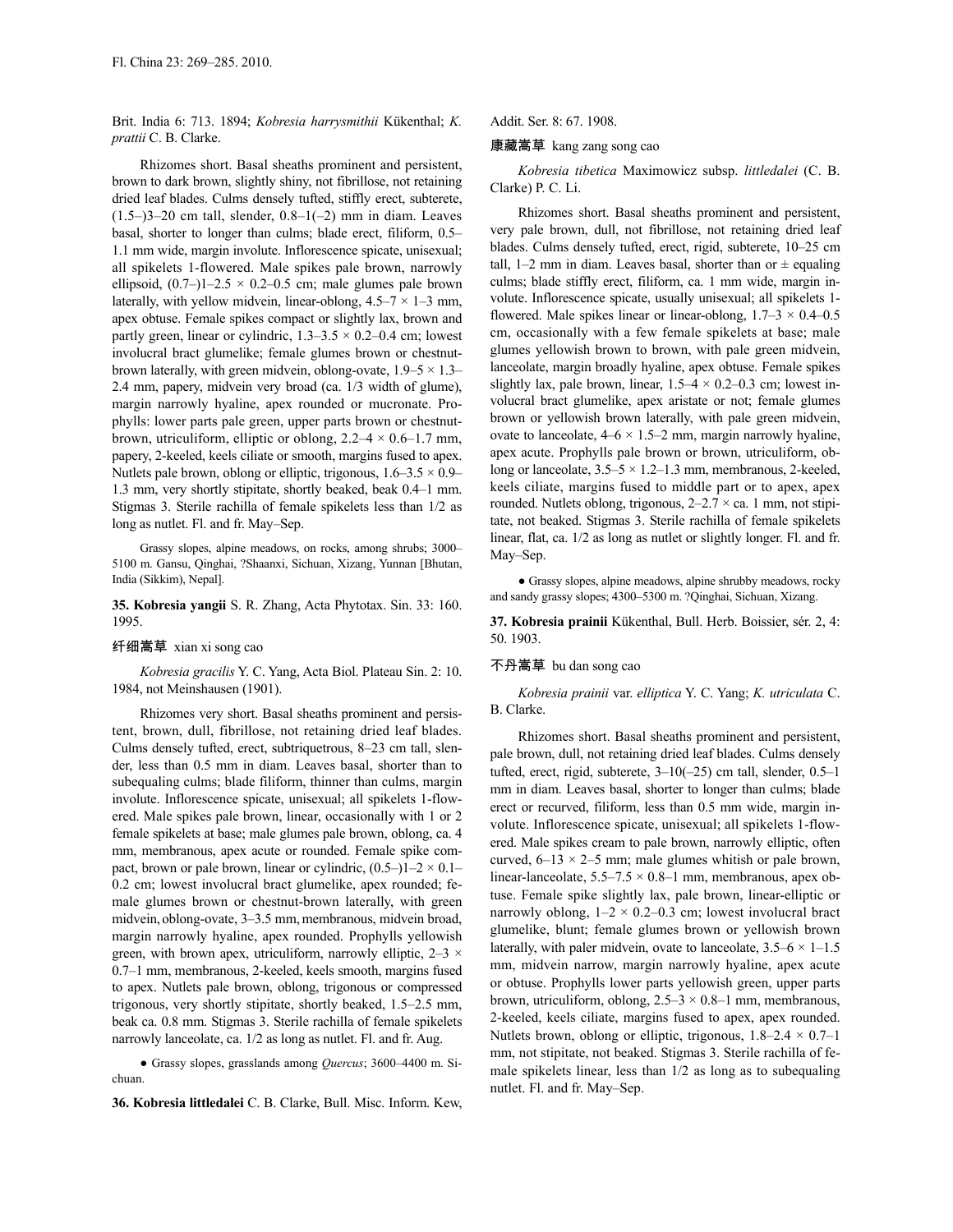Brit. India 6: 713. 1894; *Kobresia harrysmithii* Kükenthal; *K. prattii* C. B. Clarke.

Rhizomes short. Basal sheaths prominent and persistent, brown to dark brown, slightly shiny, not fibrillose, not retaining dried leaf blades. Culms densely tufted, stiffly erect, subterete, (1.5–)3–20 cm tall, slender, 0.8–1(–2) mm in diam. Leaves basal, shorter to longer than culms; blade erect, filiform, 0.5–1.1 mm wide, margin involute. Inflorescence spicate, unisexual; all spikelets 1-flowered. Male spikes pale brown, narrowly ellipsoid, (0.7–)1–2.5 × 0.2–0.5 cm; male glumes pale brown laterally, with yellow midvein, linear-oblong, 4.5–7 × 1–3 mm, apex obtuse. Female spikes compact or slightly lax, brown and partly green, linear or cylindric, 1.3–3.5 × 0.2–0.4 cm; lowest involucral bract glumelike; female glumes brown or chestnut-brown laterally, with green midvein, oblong-ovate, 1.9–5 × 1.3–2.4 mm, papery, midvein very broad (ca. 1/3 width of glume), margin narrowly hyaline, apex rounded or mucronate. Prophylls: lower parts pale green, upper parts brown or chestnut-brown, utriculiform, elliptic or oblong, 2.2–4 × 0.6–1.7 mm, papery, 2-keeled, keels ciliate or smooth, margins fused to apex. Nutlets pale brown, oblong or elliptic, trigonous, 1.6–3.5 × 0.9–1.3 mm, very shortly stipitate, shortly beaked, beak 0.4–1 mm. Stigmas 3. Sterile rachilla of female spikelets less than 1/2 as long as nutlet. Fl. and fr. May–Sep.

Grassy slopes, alpine meadows, on rocks, among shrubs; 3000–5100 m. Gansu, Qinghai, ?Shaanxi, Sichuan, Xizang, Yunnan [Bhutan, India (Sikkim), Nepal].

**35. Kobresia yangii** S. R. Zhang, Acta Phytotax. Sin. 33: 160. 1995.

**纤细嵩草** xian xi song cao

*Kobresia gracilis* Y. C. Yang, Acta Biol. Plateau Sin. 2: 10. 1984, not Meinshausen (1901).

Rhizomes very short. Basal sheaths prominent and persistent, brown, dull, fibrillose, not retaining dried leaf blades. Culms densely tufted, erect, subtriquetrous, 8–23 cm tall, slender, less than 0.5 mm in diam. Leaves basal, shorter than to subequaling culms; blade filiform, thinner than culms, margin involute. Inflorescence spicate, unisexual; all spikelets 1-flowered. Male spikes pale brown, linear, occasionally with 1 or 2 female spikelets at base; male glumes pale brown, oblong, ca. 4 mm, membranous, apex acute or rounded. Female spike compact, brown or pale brown, linear or cylindric, (0.5–)1–2 × 0.1–0.2 cm; lowest involucral bract glumelike, apex rounded; female glumes brown or chestnut-brown laterally, with green midvein, oblong-ovate, 3–3.5 mm, membranous, midvein broad, margin narrowly hyaline, apex rounded. Prophylls yellowish green, with brown apex, utriculiform, narrowly elliptic, 2–3 × 0.7–1 mm, membranous, 2-keeled, keels smooth, margins fused to apex. Nutlets pale brown, oblong, trigonous or compressed trigonous, very shortly stipitate, shortly beaked, 1.5–2.5 mm, beak ca. 0.8 mm. Stigmas 3. Sterile rachilla of female spikelets narrowly lanceolate, ca. 1/2 as long as nutlet. Fl. and fr. Aug.

● Grassy slopes, grasslands among *Quercus*; 3600–4400 m. Sichuan.

**36. Kobresia littledalei** C. B. Clarke, Bull. Misc. Inform. Kew, Addit. Ser. 8: 67. 1908.

**康藏嵩草** kang zang song cao

*Kobresia tibetica* Maximowicz subsp. *littledalei* (C. B. Clarke) P. C. Li.

Rhizomes short. Basal sheaths prominent and persistent, very pale brown, dull, not fibrillose, not retaining dried leaf blades. Culms densely tufted, erect, rigid, subterete, 10–25 cm tall, 1–2 mm in diam. Leaves basal, shorter than or ± equaling culms; blade stiffly erect, filiform, ca. 1 mm wide, margin involute. Inflorescence spicate, usually unisexual; all spikelets 1-flowered. Male spikes linear or linear-oblong, 1.7–3 × 0.4–0.5 cm, occasionally with a few female spikelets at base; male glumes yellowish brown to brown, with pale green midvein, lanceolate, margin broadly hyaline, apex obtuse. Female spikes slightly lax, pale brown, linear, 1.5–4 × 0.2–0.3 cm; lowest involucral bract glumelike, apex aristate or not; female glumes brown or yellowish brown laterally, with pale green midvein, ovate to lanceolate, 4–6 × 1.5–2 mm, margin narrowly hyaline, apex acute. Prophylls pale brown or brown, utriculiform, oblong or lanceolate, 3.5–5 × 1.2–1.3 mm, membranous, 2-keeled, keels ciliate, margins fused to middle part or to apex, apex rounded. Nutlets oblong, trigonous, 2–2.7 × ca. 1 mm, not stipitate, not beaked. Stigmas 3. Sterile rachilla of female spikelets linear, flat, ca. 1/2 as long as nutlet or slightly longer. Fl. and fr. May–Sep.

● Grassy slopes, alpine meadows, alpine shrubby meadows, rocky and sandy grassy slopes; 4300–5300 m. ?Qinghai, Sichuan, Xizang.

**37. Kobresia prainii** Kükenthal, Bull. Herb. Boissier, sér. 2, 4: 50. 1903.

**不丹嵩草** bu dan song cao

*Kobresia prainii* var. *elliptica* Y. C. Yang; *K. utriculata* C. B. Clarke.

Rhizomes short. Basal sheaths prominent and persistent, pale brown, dull, not retaining dried leaf blades. Culms densely tufted, erect, rigid, subterete, 3–10(–25) cm tall, slender, 0.5–1 mm in diam. Leaves basal, shorter to longer than culms; blade erect or recurved, filiform, less than 0.5 mm wide, margin involute. Inflorescence spicate, unisexual; all spikelets 1-flowered. Male spikes cream to pale brown, narrowly elliptic, often curved, 6–13 × 2–5 mm; male glumes whitish or pale brown, linear-lanceolate, 5.5–7.5 × 0.8–1 mm, membranous, apex obtuse. Female spike slightly lax, pale brown, linear-elliptic or narrowly oblong, 1–2 × 0.2–0.3 cm; lowest involucral bract glumelike, blunt; female glumes brown or yellowish brown laterally, with paler midvein, ovate to lanceolate, 3.5–6 × 1–1.5 mm, midvein narrow, margin narrowly hyaline, apex acute or obtuse. Prophylls lower parts yellowish green, upper parts brown, utriculiform, oblong, 2.5–3 × 0.8–1 mm, membranous, 2-keeled, keels ciliate, margins fused to apex, apex rounded. Nutlets brown, oblong or elliptic, trigonous, 1.8–2.4 × 0.7–1 mm, not stipitate, not beaked. Stigmas 3. Sterile rachilla of female spikelets linear, less than 1/2 as long as to subequaling nutlet. Fl. and fr. May–Sep.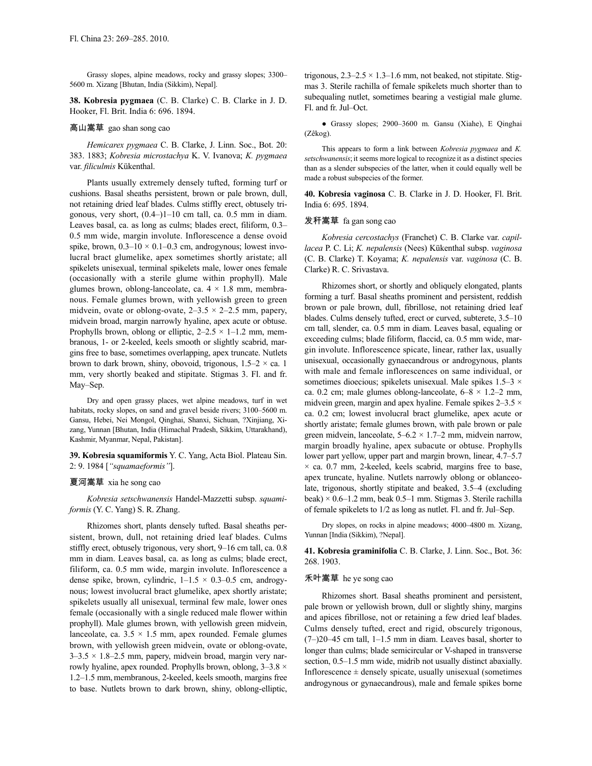Grassy slopes, alpine meadows, rocky and grassy slopes; 3300–5600 m. Xizang [Bhutan, India (Sikkim), Nepal].

**38. Kobresia pygmaea** (C. B. Clarke) C. B. Clarke in J. D. Hooker, Fl. Brit. India 6: 696. 1894.

高山嵩草 gao shan song cao

*Hemicarex pygmaea* C. B. Clarke, J. Linn. Soc., Bot. 20: 383. 1883; *Kobresia microstachya* K. V. Ivanova; *K. pygmaea* var. *filiculmis* Kükenthal.

Plants usually extremely densely tufted, forming turf or cushions. Basal sheaths persistent, brown or pale brown, dull, not retaining dried leaf blades. Culms stiffly erect, obtusely trigonous, very short, (0.4–)1–10 cm tall, ca. 0.5 mm in diam. Leaves basal, ca. as long as culms; blades erect, filiform, 0.3–0.5 mm wide, margin involute. Inflorescence a dense ovoid spike, brown, 0.3–10 × 0.1–0.3 cm, androgynous; lowest involucral bract glumelike, apex sometimes shortly aristate; all spikelets unisexual, terminal spikelets male, lower ones female (occasionally with a sterile glume within prophyll). Male glumes brown, oblong-lanceolate, ca. 4 × 1.8 mm, membranous. Female glumes brown, with yellowish green to green midvein, ovate or oblong-ovate, 2–3.5 × 2–2.5 mm, papery, midvein broad, margin narrowly hyaline, apex acute or obtuse. Prophylls brown, oblong or elliptic, 2–2.5 × 1–1.2 mm, membranous, 1- or 2-keeled, keels smooth or slightly scabrid, margins free to base, sometimes overlapping, apex truncate. Nutlets brown to dark brown, shiny, obovoid, trigonous, 1.5–2 × ca. 1 mm, very shortly beaked and stipitate. Stigmas 3. Fl. and fr. May–Sep.

Dry and open grassy places, wet alpine meadows, turf in wet habitats, rocky slopes, on sand and gravel beside rivers; 3100–5600 m. Gansu, Hebei, Nei Mongol, Qinghai, Shanxi, Sichuan, ?Xinjiang, Xizang, Yunnan [Bhutan, India (Himachal Pradesh, Sikkim, Uttarakhand), Kashmir, Myanmar, Nepal, Pakistan].

**39. Kobresia squamiformis** Y. C. Yang, Acta Biol. Plateau Sin. 2: 9. 1984 [*"squamaeformis"*].

夏河嵩草 xia he song cao

*Kobresia setschwanensis* Handel-Mazzetti subsp. *squamiformis* (Y. C. Yang) S. R. Zhang.

Rhizomes short, plants densely tufted. Basal sheaths persistent, brown, dull, not retaining dried leaf blades. Culms stiffly erect, obtusely trigonous, very short, 9–16 cm tall, ca. 0.8 mm in diam. Leaves basal, ca. as long as culms; blade erect, filiform, ca. 0.5 mm wide, margin involute. Inflorescence a dense spike, brown, cylindric, 1–1.5 × 0.3–0.5 cm, androgynous; lowest involucral bract glumelike, apex shortly aristate; spikelets usually all unisexual, terminal few male, lower ones female (occasionally with a single reduced male flower within prophyll). Male glumes brown, with yellowish green midvein, lanceolate, ca. 3.5 × 1.5 mm, apex rounded. Female glumes brown, with yellowish green midvein, ovate or oblong-ovate, 3–3.5 × 1.8–2.5 mm, papery, midvein broad, margin very narrowly hyaline, apex rounded. Prophylls brown, oblong, 3–3.8 × 1.2–1.5 mm, membranous, 2-keeled, keels smooth, margins free to base. Nutlets brown to dark brown, shiny, oblong-elliptic, trigonous, 2.3–2.5 × 1.3–1.6 mm, not beaked, not stipitate. Stigmas 3. Sterile rachilla of female spikelets much shorter than to subequaling nutlet, sometimes bearing a vestigial male glume. Fl. and fr. Jul–Oct.

● Grassy slopes; 2900–3600 m. Gansu (Xiahe), E Qinghai (Zêkog).

This appears to form a link between *Kobresia pygmaea* and *K. setschwanensis*; it seems more logical to recognize it as a distinct species than as a slender subspecies of the latter, when it could equally well be made a robust subspecies of the former.

**40. Kobresia vaginosa** C. B. Clarke in J. D. Hooker, Fl. Brit. India 6: 695. 1894.

发秆嵩草 fa gan song cao

*Kobresia cercostachys* (Franchet) C. B. Clarke var. *capillacea* P. C. Li; *K. nepalensis* (Nees) Kükenthal subsp. *vaginosa* (C. B. Clarke) T. Koyama; *K. nepalensis* var. *vaginosa* (C. B. Clarke) R. C. Srivastava.

Rhizomes short, or shortly and obliquely elongated, plants forming a turf. Basal sheaths prominent and persistent, reddish brown or pale brown, dull, fibrillose, not retaining dried leaf blades. Culms densely tufted, erect or curved, subterete, 3.5–10 cm tall, slender, ca. 0.5 mm in diam. Leaves basal, equaling or exceeding culms; blade filiform, flaccid, ca. 0.5 mm wide, margin involute. Inflorescence spicate, linear, rather lax, usually unisexual, occasionally gynaecandrous or androgynous, plants with male and female inflorescences on same individual, or sometimes dioecious; spikelets unisexual. Male spikes 1.5–3 × ca. 0.2 cm; male glumes oblong-lanceolate, 6–8 × 1.2–2 mm, midvein green, margin and apex hyaline. Female spikes 2–3.5 × ca. 0.2 cm; lowest involucral bract glumelike, apex acute or shortly aristate; female glumes brown, with pale brown or pale green midvein, lanceolate, 5–6.2 × 1.7–2 mm, midvein narrow, margin broadly hyaline, apex subacute or obtuse. Prophylls lower part yellow, upper part and margin brown, linear, 4.7–5.7 × ca. 0.7 mm, 2-keeled, keels scabrid, margins free to base, apex truncate, hyaline. Nutlets narrowly oblong or oblanceolate, trigonous, shortly stipitate and beaked, 3.5–4 (excluding beak) × 0.6–1.2 mm, beak 0.5–1 mm. Stigmas 3. Sterile rachilla of female spikelets to 1/2 as long as nutlet. Fl. and fr. Jul–Sep.

Dry slopes, on rocks in alpine meadows; 4000–4800 m. Xizang, Yunnan [India (Sikkim), ?Nepal].

**41. Kobresia graminifolia** C. B. Clarke, J. Linn. Soc., Bot. 36: 268. 1903.

禾叶嵩草 he ye song cao

Rhizomes short. Basal sheaths prominent and persistent, pale brown or yellowish brown, dull or slightly shiny, margins and apices fibrillose, not or retaining a few dried leaf blades. Culms densely tufted, erect and rigid, obscurely trigonous, (7–)20–45 cm tall, 1–1.5 mm in diam. Leaves basal, shorter to longer than culms; blade semicircular or V-shaped in transverse section, 0.5–1.5 mm wide, midrib not usually distinct abaxially. Inflorescence ± densely spicate, usually unisexual (sometimes androgynous or gynaecandrous), male and female spikes borne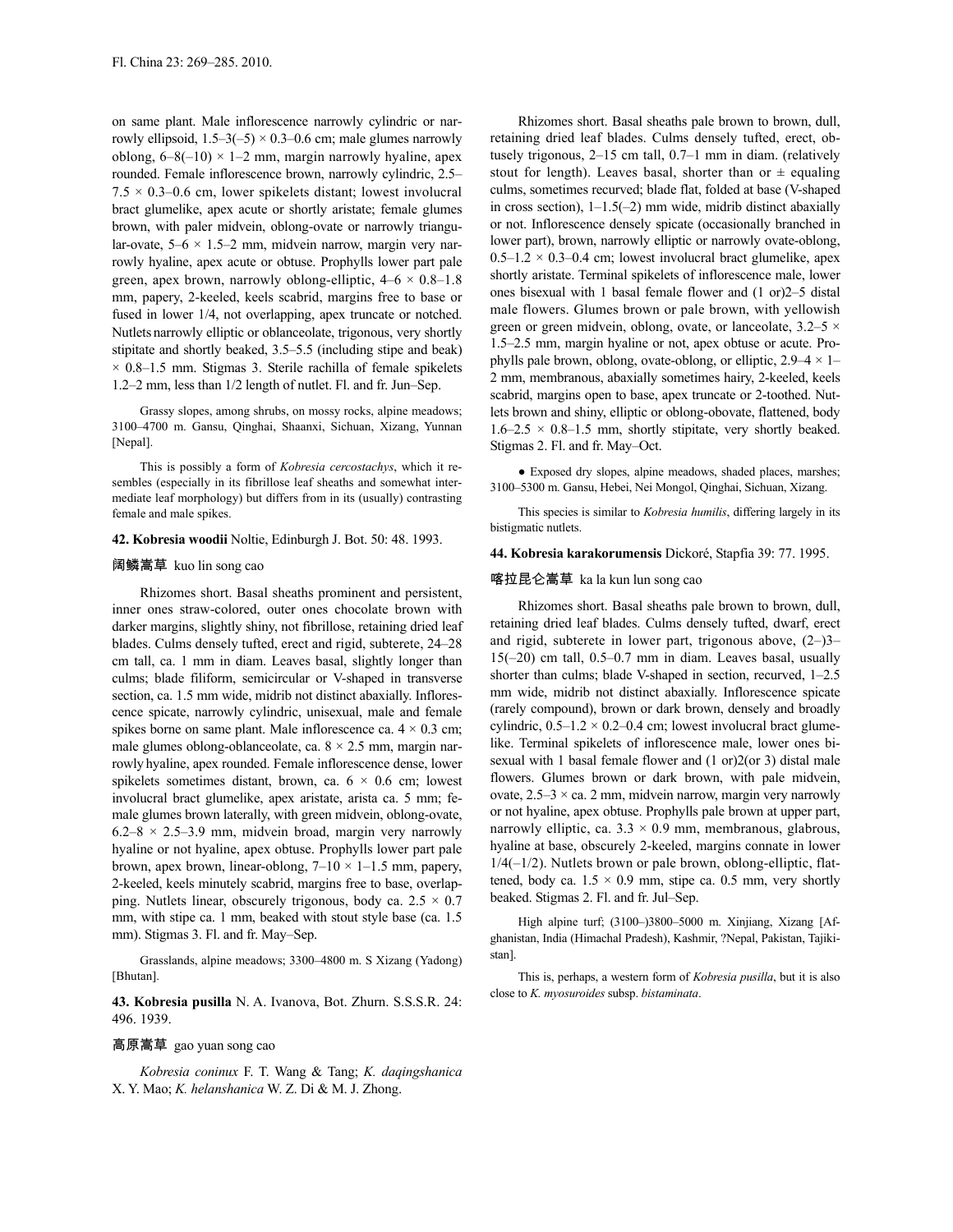on same plant. Male inflorescence narrowly cylindric or narrowly ellipsoid, 1.5–3(–5) × 0.3–0.6 cm; male glumes narrowly oblong, 6–8(–10) × 1–2 mm, margin narrowly hyaline, apex rounded. Female inflorescence brown, narrowly cylindric, 2.5–7.5 × 0.3–0.6 cm, lower spikelets distant; lowest involucral bract glumelike, apex acute or shortly aristate; female glumes brown, with paler midvein, oblong-ovate or narrowly triangular-ovate, 5–6 × 1.5–2 mm, midvein narrow, margin very narrowly hyaline, apex acute or obtuse. Prophylls lower part pale green, apex brown, narrowly oblong-elliptic, 4–6 × 0.8–1.8 mm, papery, 2-keeled, keels scabrid, margins free to base or fused in lower 1/4, not overlapping, apex truncate or notched. Nutlets narrowly elliptic or oblanceolate, trigonous, very shortly stipitate and shortly beaked, 3.5–5.5 (including stipe and beak) × 0.8–1.5 mm. Stigmas 3. Sterile rachilla of female spikelets 1.2–2 mm, less than 1/2 length of nutlet. Fl. and fr. Jun–Sep.

Grassy slopes, among shrubs, on mossy rocks, alpine meadows; 3100–4700 m. Gansu, Qinghai, Shaanxi, Sichuan, Xizang, Yunnan [Nepal].

This is possibly a form of *Kobresia cercostachys*, which it resembles (especially in its fibrillose leaf sheaths and somewhat intermediate leaf morphology) but differs from in its (usually) contrasting female and male spikes.

**42. Kobresia woodii** Noltie, Edinburgh J. Bot. 50: 48. 1993.

阔鳞嵩草 kuo lin song cao

Rhizomes short. Basal sheaths prominent and persistent, inner ones straw-colored, outer ones chocolate brown with darker margins, slightly shiny, not fibrillose, retaining dried leaf blades. Culms densely tufted, erect and rigid, subterete, 24–28 cm tall, ca. 1 mm in diam. Leaves basal, slightly longer than culms; blade filiform, semicircular or V-shaped in transverse section, ca. 1.5 mm wide, midrib not distinct abaxially. Inflorescence spicate, narrowly cylindric, unisexual, male and female spikes borne on same plant. Male inflorescence ca. 4 × 0.3 cm; male glumes oblong-oblanceolate, ca. 8 × 2.5 mm, margin narrowly hyaline, apex rounded. Female inflorescence dense, lower spikelets sometimes distant, brown, ca. 6 × 0.6 cm; lowest involucral bract glumelike, apex aristate, arista ca. 5 mm; female glumes brown laterally, with green midvein, oblong-ovate, 6.2–8 × 2.5–3.9 mm, midvein broad, margin very narrowly hyaline or not hyaline, apex obtuse. Prophylls lower part pale brown, apex brown, linear-oblong, 7–10 × 1–1.5 mm, papery, 2-keeled, keels minutely scabrid, margins free to base, overlapping. Nutlets linear, obscurely trigonous, body ca. 2.5 × 0.7 mm, with stipe ca. 1 mm, beaked with stout style base (ca. 1.5 mm). Stigmas 3. Fl. and fr. May–Sep.

Grasslands, alpine meadows; 3300–4800 m. S Xizang (Yadong) [Bhutan].

**43. Kobresia pusilla** N. A. Ivanova, Bot. Zhurn. S.S.S.R. 24: 496. 1939.

高原嵩草 gao yuan song cao

*Kobresia coninux* F. T. Wang & Tang; *K. daqingshanica* X. Y. Mao; *K. helanshanica* W. Z. Di & M. J. Zhong.

Rhizomes short. Basal sheaths pale brown to brown, dull, retaining dried leaf blades. Culms densely tufted, erect, obtusely trigonous, 2–15 cm tall, 0.7–1 mm in diam. (relatively stout for length). Leaves basal, shorter than or ± equaling culms, sometimes recurved; blade flat, folded at base (V-shaped in cross section), 1–1.5(–2) mm wide, midrib distinct abaxially or not. Inflorescence densely spicate (occasionally branched in lower part), brown, narrowly elliptic or narrowly ovate-oblong, 0.5–1.2 × 0.3–0.4 cm; lowest involucral bract glumelike, apex shortly aristate. Terminal spikelets of inflorescence male, lower ones bisexual with 1 basal female flower and (1 or)2–5 distal male flowers. Glumes brown or pale brown, with yellowish green or green midvein, oblong, ovate, or lanceolate, 3.2–5 × 1.5–2.5 mm, margin hyaline or not, apex obtuse or acute. Prophylls pale brown, oblong, ovate-oblong, or elliptic, 2.9–4 × 1–2 mm, membranous, abaxially sometimes hairy, 2-keeled, keels scabrid, margins open to base, apex truncate or 2-toothed. Nutlets brown and shiny, elliptic or oblong-obovate, flattened, body 1.6–2.5 × 0.8–1.5 mm, shortly stipitate, very shortly beaked. Stigmas 2. Fl. and fr. May–Oct.

● Exposed dry slopes, alpine meadows, shaded places, marshes; 3100–5300 m. Gansu, Hebei, Nei Mongol, Qinghai, Sichuan, Xizang.

This species is similar to *Kobresia humilis*, differing largely in its bistigmatic nutlets.

**44. Kobresia karakorumensis** Dickoré, Stapfia 39: 77. 1995.

喀拉昆仑嵩草 ka la kun lun song cao

Rhizomes short. Basal sheaths pale brown to brown, dull, retaining dried leaf blades. Culms densely tufted, dwarf, erect and rigid, subterete in lower part, trigonous above, (2–)3–15(–20) cm tall, 0.5–0.7 mm in diam. Leaves basal, usually shorter than culms; blade V-shaped in section, recurved, 1–2.5 mm wide, midrib not distinct abaxially. Inflorescence spicate (rarely compound), brown or dark brown, densely and broadly cylindric, 0.5–1.2 × 0.2–0.4 cm; lowest involucral bract glumelike. Terminal spikelets of inflorescence male, lower ones bisexual with 1 basal female flower and (1 or)2(or 3) distal male flowers. Glumes brown or dark brown, with pale midvein, ovate, 2.5–3 × ca. 2 mm, midvein narrow, margin very narrowly or not hyaline, apex obtuse. Prophylls pale brown at upper part, narrowly elliptic, ca. 3.3 × 0.9 mm, membranous, glabrous, hyaline at base, obscurely 2-keeled, margins connate in lower 1/4(–1/2). Nutlets brown or pale brown, oblong-elliptic, flattened, body ca. 1.5 × 0.9 mm, stipe ca. 0.5 mm, very shortly beaked. Stigmas 2. Fl. and fr. Jul–Sep.

High alpine turf; (3100–)3800–5000 m. Xinjiang, Xizang [Afghanistan, India (Himachal Pradesh), Kashmir, ?Nepal, Pakistan, Tajikistan].

This is, perhaps, a western form of *Kobresia pusilla*, but it is also close to *K. myosuroides* subsp. *bistaminata*.